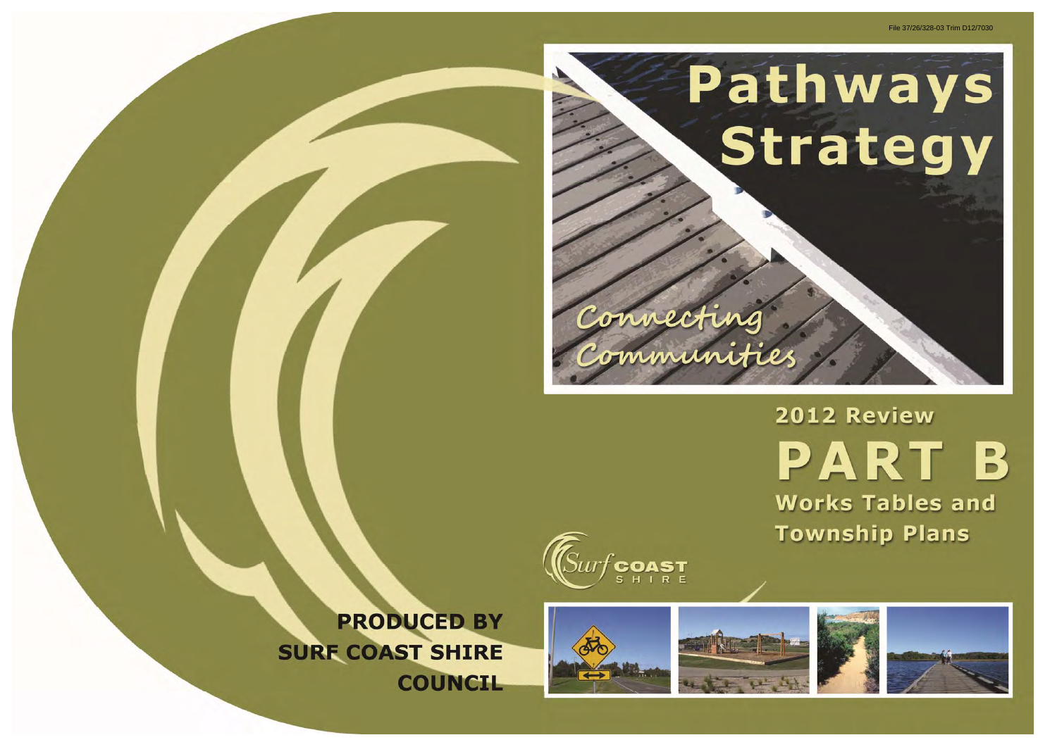File 37/26/328-03 Trim D12/7030

# Pathways Strategy

*Connecting Communities*

## 2012 Review

# PART B

## Works Tables and Township Plans

Surf Coast Shire

**PRODUCED BY SURF COAST SHIRE COUNCIL**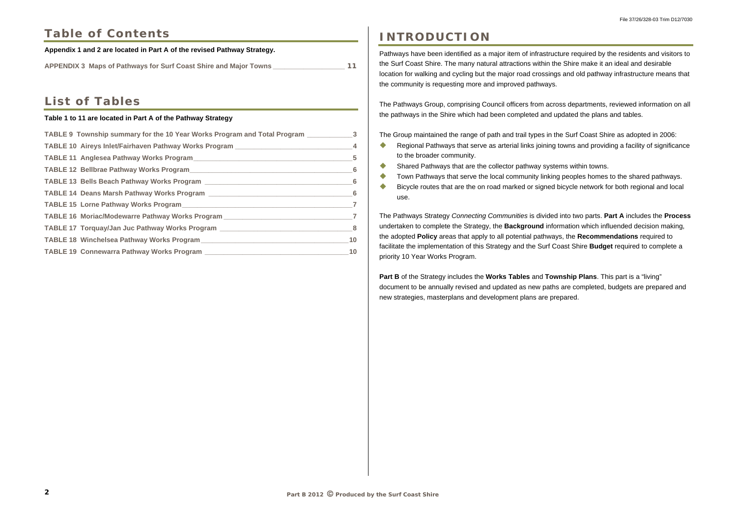## Table of Contents

**Appendix 1 and 2 are located in Part A of the revised Pathway Strategy.**

**APPENDIX 3 Maps of Pathways for Surf Coast Shire and Major Towns ____ 11**

## List of Tables

**Table 1 to 11 are located in Part A of the Pathway Strategy**

**TABLE 9 Township summary for the 10 Year Works Program and Total Program ____ 3**
**TABLE 10 Aireys Inlet/Fairhaven Pathway Works Program ____ 4**
**TABLE 11 Anglesea Pathway Works Program ____ 5**
**TABLE 12 Bellbrae Pathway Works Program ____ 6**
**TABLE 13 Bells Beach Pathway Works Program ____ 6**
**TABLE 14 Deans Marsh Pathway Works Program ____ 6**
**TABLE 15 Lorne Pathway Works Program ____ 7**
**TABLE 16 Moriac/Modewarre Pathway Works Program ____ 7**
**TABLE 17 Torquay/Jan Juc Pathway Works Program ____ 8**
**TABLE 18 Winchelsea Pathway Works Program ____ 10**
**TABLE 19 Connewarra Pathway Works Program ____ 10**

# INTRODUCTION

Pathways have been identified as a major item of infrastructure required by the residents and visitors to the Surf Coast Shire. The many natural attractions within the Shire make it an ideal and desirable location for walking and cycling but the major road crossings and old pathway infrastructure means that the community is requesting more and improved pathways.

The Pathways Group, comprising Council officers from across departments, reviewed information on all the pathways in the Shire which had been completed and updated the plans and tables.

The Group maintained the range of path and trail types in the Surf Coast Shire as adopted in 2006:

- Regional Pathways that serve as arterial links joining towns and providing a facility of significance to the broader community.
- Shared Pathways that are the collector pathway systems within towns.
- Town Pathways that serve the local community linking peoples homes to the shared pathways.
- Bicycle routes that are the on road marked or signed bicycle network for both regional and local use.

The Pathways Strategy *Connecting Communities* is divided into two parts. **Part A** includes the **Process** undertaken to complete the Strategy, the **Background** information which influended decision making, the adopted **Policy** areas that apply to all potential pathways, the **Recommendations** required to facilitate the implementation of this Strategy and the Surf Coast Shire **Budget** required to complete a priority 10 Year Works Program.

**Part B** of the Strategy includes the **Works Tables** and **Township Plans**. This part is a "living" document to be annually revised and updated as new paths are completed, budgets are prepared and new strategies, masterplans and development plans are prepared.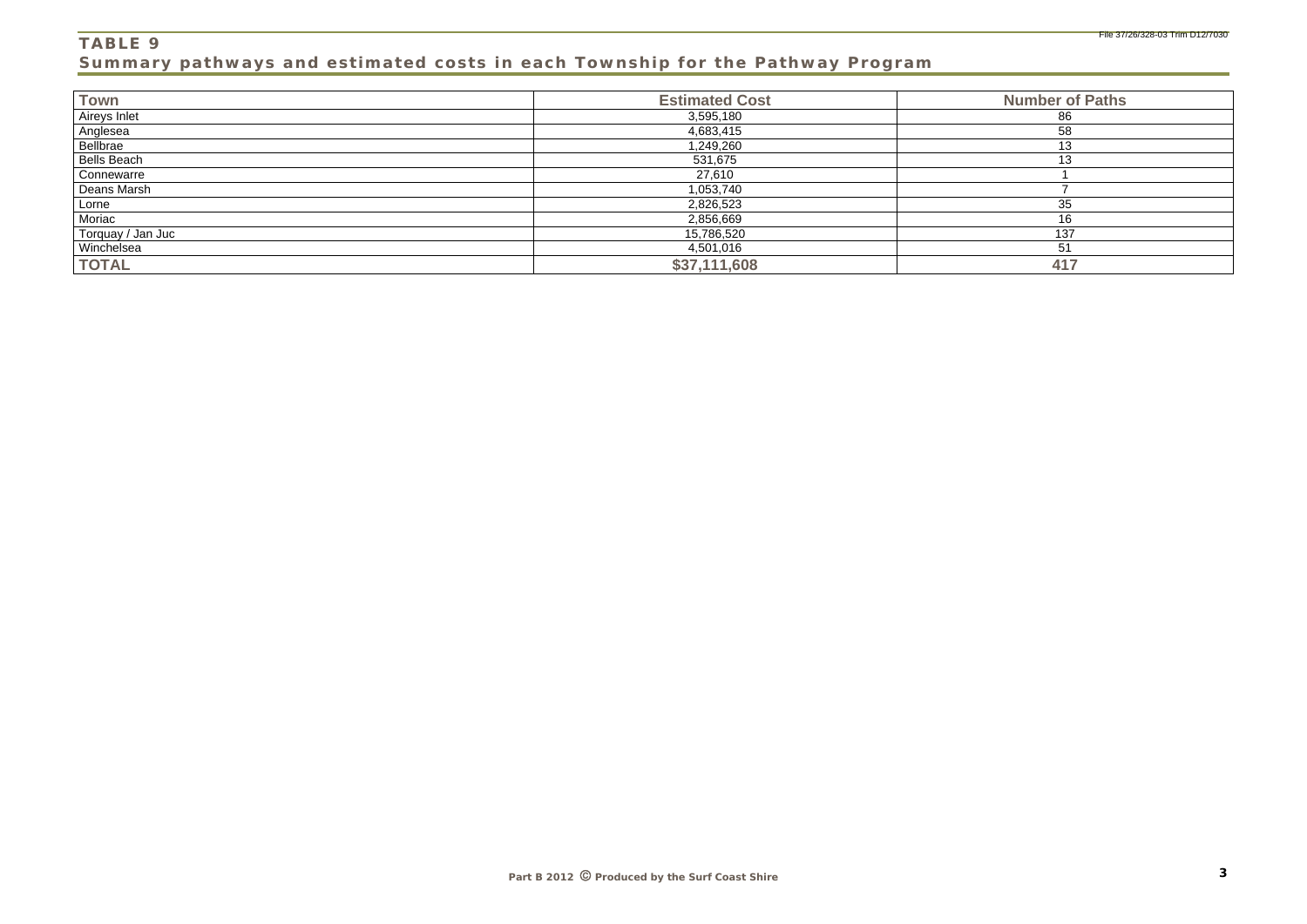## TABLE 9

### Summary pathways and estimated costs in each Township for the Pathway Program

| Town | Estimated Cost | Number of Paths |
|---|---|---|
| Aireys Inlet | 3,595,180 | 86 |
| Anglesea | 4,683,415 | 58 |
| Bellbrae | 1,249,260 | 13 |
| Bells Beach | 531,675 | 13 |
| Connewarre | 27,610 | 1 |
| Deans Marsh | 1,053,740 | 7 |
| Lorne | 2,826,523 | 35 |
| Moriac | 2,856,669 | 16 |
| Torquay / Jan Juc | 15,786,520 | 137 |
| Winchelsea | 4,501,016 | 51 |
| **TOTAL** | **$37,111,608** | **417** |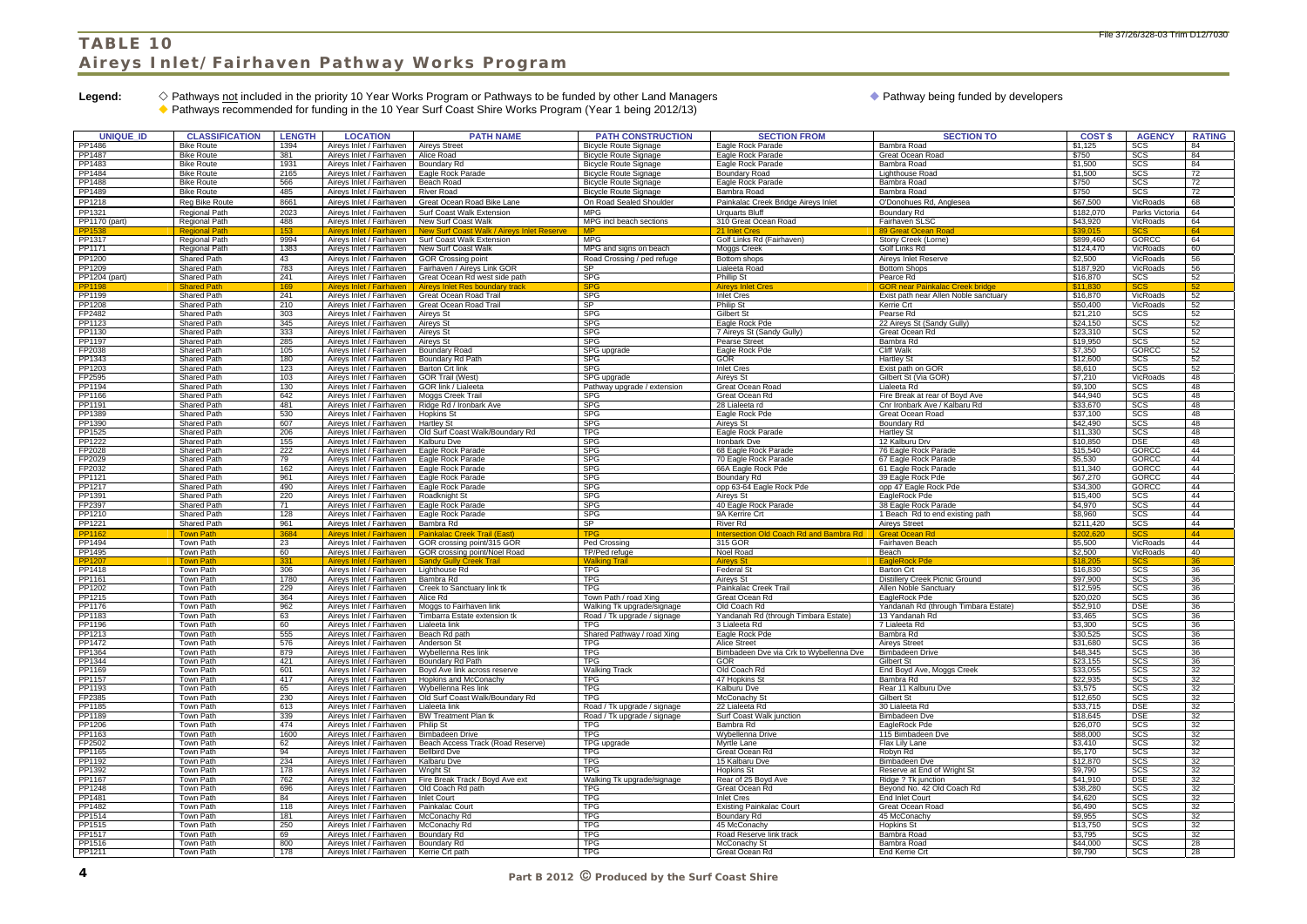# TABLE 10

## Aireys Inlet/Fairhaven Pathway Works Program

**Legend:**
◇ Pathways not included in the priority 10 Year Works Program or Pathways to be funded by other Land Managers
◆ Pathway being funded by developers
◆ Pathways recommended for funding in the 10 Year Surf Coast Shire Works Program (Year 1 being 2012/13)

| UNIQUE_ID | CLASSIFICATION | LENGTH | LOCATION | PATH NAME | PATH CONSTRUCTION | SECTION FROM | SECTION TO | COST $ | AGENCY | RATING |
|---|---|---|---|---|---|---|---|---|---|---|
| PP1486 | Bike Route | 1394 | Aireys Inlet / Fairhaven | Aireys Street | Bicycle Route Signage | Eagle Rock Parade | Bambra Road | $1,125 | SCS | 84 |
| PP1487 | Bike Route | 381 | Aireys Inlet / Fairhaven | Alice Road | Bicycle Route Signage | Eagle Rock Parade | Great Ocean Road | $750 | SCS | 84 |
| PP1483 | Bike Route | 1931 | Aireys Inlet / Fairhaven | Boundary Rd | Bicycle Route Signage | Eagle Rock Parade | Bambra Road | $1,500 | SCS | 84 |
| PP1484 | Bike Route | 2165 | Aireys Inlet / Fairhaven | Eagle Rock Parade | Bicycle Route Signage | Boundary Road | Lighthouse Road | $1,500 | SCS | 72 |
| PP1488 | Bike Route | 566 | Aireys Inlet / Fairhaven | Beach Road | Bicycle Route Signage | Eagle Rock Parade | Bambra Road | $750 | SCS | 72 |
| PP1489 | Bike Route | 485 | Aireys Inlet / Fairhaven | River Road | Bicycle Route Signage | Bambra Road | Bambra Road | $750 | SCS | 72 |
| PP1218 | Reg Bike Route | 8661 | Aireys Inlet / Fairhaven | Great Ocean Road Bike Lane | On Road Sealed Shoulder | Painkalac Creek Bridge Aireys Inlet | O'Donohues Rd, Anglesea | $67,500 | VicRoads | 68 |
| PP1321 | Regional Path | 2023 | Aireys Inlet / Fairhaven | Surf Coast Walk Extension | MPG | Urquarts Bluff | Boundary Rd | $182,070 | Parks Victoria | 64 |
| PP1170 (part) | Regional Path | 488 | Aireys Inlet / Fairhaven | New Surf Coast Walk | MPG incl beach sections | 310 Great Ocean Road | Fairhaven SLSC | $43,920 | VicRoads | 64 |
| PP1538 | Regional Path | 153 | Aireys Inlet / Fairhaven | New Surf Coast Walk / Aireys Inlet Reserve | MP | 21 Inlet Cres | 89 Great Ocean Road | $39,015 | SCS | 64 |
| PP1317 | Regional Path | 9994 | Aireys Inlet / Fairhaven | Surf Coast Walk Extension | MPG | Golf Links Rd (Fairhaven) | Stony Creek (Lorne) | $899,460 | GORCC | 64 |
| PP1171 | Regional Path | 1383 | Aireys Inlet / Fairhaven | New Surf Coast Walk | MPG and signs on beach | Moggs Creek | Golf Links Rd | $124,470 | VicRoads | 60 |
| PP1200 | Shared Path | 43 | Aireys Inlet / Fairhaven | GOR Crossing point | Road Crossing / ped refuge | Bottom shops | Aireys Inlet Reserve | $2,500 | VicRoads | 56 |
| PP1209 | Shared Path | 783 | Aireys Inlet / Fairhaven | Fairhaven / Aireys Link GOR | SP | Lialeeta Road | Bottom Shops | $187,920 | VicRoads | 56 |
| PP1204 (part) | Shared Path | 241 | Aireys Inlet / Fairhaven | Great Ocean Rd west side path | SPG | Phillip St | Pearce Rd | $16,870 | SCS | 52 |
| PP1198 | Shared Path | 169 | Aireys Inlet / Fairhaven | Aireys Inlet Res boundary track | SPG | Aireys Inlet Cres | GOR near Painkalac Creek bridge | $11,830 | SCS | 52 |
| PP1199 | Shared Path | 241 | Aireys Inlet / Fairhaven | Great Ocean Road Trail | SPG | Inlet Cres | Exist path near Allen Noble sanctuary | $16,870 | VicRoads | 52 |
| PP1208 | Shared Path | 210 | Aireys Inlet / Fairhaven | Great Ocean Road Trail | SP | Philip St | Kerrie Crt | $50,400 | VicRoads | 52 |
| FP2482 | Shared Path | 303 | Aireys Inlet / Fairhaven | Aireys St | SPG | Gilbert St | Pearse Rd | $21,210 | SCS | 52 |
| PP1123 | Shared Path | 345 | Aireys Inlet / Fairhaven | Aireys St | SPG | Eagle Rock Pde | 22 Aireys St (Sandy Gully) | $24,150 | SCS | 52 |
| PP1130 | Shared Path | 333 | Aireys Inlet / Fairhaven | Aireys St | SPG | 7 Aireys St (Sandy Gully) | Great Ocean Rd | $23,310 | SCS | 52 |
| PP1197 | Shared Path | 285 | Aireys Inlet / Fairhaven | Aireys St | SPG | Pearse Street | Bambra Rd | $19,950 | SCS | 52 |
| FP2038 | Shared Path | 105 | Aireys Inlet / Fairhaven | Boundary Road | SPG upgrade | Eagle Rock Pde | Cliff Walk | $7,350 | GORCC | 52 |
| PP1343 | Shared Path | 180 | Aireys Inlet / Fairhaven | Boundary Rd Path | SPG | GOR | Hartley St | $12,600 | SCS | 52 |
| PP1203 | Shared Path | 123 | Aireys Inlet / Fairhaven | Barton Crt link | SPG | Inlet Cres | Exist path on GOR | $8,610 | SCS | 52 |
| FP2595 | Shared Path | 103 | Aireys Inlet / Fairhaven | GOR Trail (West) | SPG upgrade | Aireys St | Gilbert St (Via GOR) | $7,210 | VicRoads | 48 |
| PP1194 | Shared Path | 130 | Aireys Inlet / Fairhaven | GOR link / Lialeeta | Pathway upgrade / extension | Great Ocean Road | Lialeeta Rd | $9,100 | SCS | 48 |
| PP1166 | Shared Path | 642 | Aireys Inlet / Fairhaven | Moggs Creek Trail | SPG | Great Ocean Rd | Fire Break at rear of Boyd Ave | $44,940 | SCS | 48 |
| PP1191 | Shared Path | 481 | Aireys Inlet / Fairhaven | Ridge Rd / Ironbark Ave | SPG | 28 Lialeeta rd | Cnr Ironbark Ave / Kalbaru Rd | $33,670 | SCS | 48 |
| PP1389 | Shared Path | 530 | Aireys Inlet / Fairhaven | Hopkins St | SPG | Eagle Rock Pde | Great Ocean Road | $37,100 | SCS | 48 |
| PP1390 | Shared Path | 607 | Aireys Inlet / Fairhaven | Hartley St | SPG | Aireys St | Boundary Rd | $42,490 | SCS | 48 |
| PP1525 | Shared Path | 206 | Aireys Inlet / Fairhaven | Old Surf Coast Walk/Boundary Rd | TPG | Eagle Rock Parade | Hartley St | $11,330 | SCS | 48 |
| PP1222 | Shared Path | 155 | Aireys Inlet / Fairhaven | Kalburu Dve | SPG | Ironbark Dve | 12 Kalburu Drv | $10,850 | DSE | 48 |
| FP2028 | Shared Path | 222 | Aireys Inlet / Fairhaven | Eagle Rock Parade | SPG | 68 Eagle Rock Parade | 76 Eagle Rock Parade | $15,540 | GORCC | 44 |
| FP2029 | Shared Path | 79 | Aireys Inlet / Fairhaven | Eagle Rock Parade | SPG | 70 Eagle Rock Parade | 67 Eagle Rock Parade | $5,530 | GORCC | 44 |
| FP2032 | Shared Path | 162 | Aireys Inlet / Fairhaven | Eagle Rock Parade | SPG | 66A Eagle Rock Pde | 61 Eagle Rock Parade | $11,340 | GORCC | 44 |
| PP1121 | Shared Path | 961 | Aireys Inlet / Fairhaven | Eagle Rock Parade | SPG | Boundary Rd | 39 Eagle Rock Pde | $67,270 | GORCC | 44 |
| PP1217 | Shared Path | 490 | Aireys Inlet / Fairhaven | Eagle Rock Parade | SPG | opp 63-64 Eagle Rock Pde | opp 47 Eagle Rock Pde | $34,300 | GORCC | 44 |
| PP1391 | Shared Path | 220 | Aireys Inlet / Fairhaven | Roadknight St | SPG | Aireys St | EagleRock Pde | $15,400 | SCS | 44 |
| FP2397 | Shared Path | 71 | Aireys Inlet / Fairhaven | Eagle Rock Parade | SPG | 40 Eagle Rock Parade | 38 Eagle Rock Parade | $4,970 | SCS | 44 |
| PP1210 | Shared Path | 128 | Aireys Inlet / Fairhaven | Eagle Rock Parade | SPG | 9A Kerrire Crt | 1 Beach Rd to end existing path | $8,960 | SCS | 44 |
| PP1221 | Shared Path | 961 | Aireys Inlet / Fairhaven | Bambra Rd | SP | River Rd | Aireys Street | $211,420 | SCS | 44 |
| PP1162 | Town Path | 3684 | Aireys Inlet / Fairhaven | Painkalac Creek Trail (East) | TPG | Intersection Old Coach Rd and Bambra Rd | Great Ocean Rd | $202,620 | SCS | 44 |
| PP1494 | Town Path | 23 | Aireys Inlet / Fairhaven | GOR crossing point/315 GOR | Ped Crossing | 315 GOR | Fairhaven Beach | $5,500 | VicRoads | 44 |
| PP1495 | Town Path | 60 | Aireys Inlet / Fairhaven | GOR crossing point/Noel Road | TP/Ped refuge | Noel Road | Beach | $2,500 | VicRoads | 40 |
| PP1207 | Town Path | 331 | Aireys Inlet / Fairhaven | Sandy Gully Creek Trail | Walking Trail | Aireys St | EagleRock Pde | $18,205 | SCS | 36 |
| PP1418 | Town Path | 306 | Aireys Inlet / Fairhaven | Lighthouse Rd | TPG | Federal St | Barton Crt | $16,830 | SCS | 36 |
| PP1161 | Town Path | 1780 | Aireys Inlet / Fairhaven | Bambra Rd | TPG | Aireys St | Distillery Creek Picnic Ground | $97,900 | SCS | 36 |
| PP1202 | Town Path | 229 | Aireys Inlet / Fairhaven | Creek to Sanctuary link tk | TPG | Painkalac Creek Trail | Allen Noble Sanctuary | $12,595 | SCS | 36 |
| PP1215 | Town Path | 364 | Aireys Inlet / Fairhaven | Alice Rd | Town Path / road Xing | Great Ocean Rd | EagleRock Pde | $20,020 | SCS | 36 |
| PP1176 | Town Path | 962 | Aireys Inlet / Fairhaven | Moggs to Fairhaven link | Walking Tk upgrade/signage | Old Coach Rd | Yandanah Rd (through Timbara Estate) | $52,910 | DSE | 36 |
| PP1183 | Town Path | 63 | Aireys Inlet / Fairhaven | Timbarra Estate extension tk | Road / Tk upgrade / signage | Yandanah Rd (through Timbara Estate) | 13 Yandanah Rd | $3,465 | SCS | 36 |
| PP1196 | Town Path | 60 | Aireys Inlet / Fairhaven | Lialeeta link | TPG | 3 Lialeeta Rd | 7 Lialeeta Rd | $3,300 | SCS | 36 |
| PP1213 | Town Path | 555 | Aireys Inlet / Fairhaven | Beach Rd path | Shared Pathway / road Xing | Eagle Rock Pde | Bambra Rd | $30,525 | SCS | 36 |
| PP1472 | Town Path | 576 | Aireys Inlet / Fairhaven | Anderson St | TPG | Alice Street | Aireys Street | $31,680 | SCS | 36 |
| PP1364 | Town Path | 879 | Aireys Inlet / Fairhaven | Wybellenna Res link | TPG | Bimbadeen Dve via Crk to Wybellenna Dve | Bimbadeen Drive | $48,345 | SCS | 36 |
| PP1344 | Town Path | 421 | Aireys Inlet / Fairhaven | Boundary Rd Path | TPG | GOR | Gilbert St | $23,155 | SCS | 36 |
| PP1169 | Town Path | 601 | Aireys Inlet / Fairhaven | Boyd Ave link across reserve | Walking Track | Old Coach Rd | End Boyd Ave, Moggs Creek | $33,055 | SCS | 32 |
| PP1157 | Town Path | 417 | Aireys Inlet / Fairhaven | Hopkins and McConachy | TPG | 47 Hopkins St | Bambra Rd | $22,935 | SCS | 32 |
| PP1193 | Town Path | 65 | Aireys Inlet / Fairhaven | Wybellenna Res link | TPG | Kalburu Dve | Rear 11 Kalburu Dve | $3,575 | SCS | 32 |
| FP2385 | Town Path | 230 | Aireys Inlet / Fairhaven | Old Surf Coast Walk/Boundary Rd | TPG | McConachy St | Gilbert St | $12,650 | SCS | 32 |
| PP1185 | Town Path | 613 | Aireys Inlet / Fairhaven | Lialeeta link | Road / Tk upgrade / signage | 22 Lialeeta Rd | 30 Lialeeta Rd | $33,715 | DSE | 32 |
| PP1189 | Town Path | 339 | Aireys Inlet / Fairhaven | BW Treatment Plan tk | Road / Tk upgrade / signage | Surf Coast Walk junction | Bimbadeen Dve | $18,645 | DSE | 32 |
| PP1206 | Town Path | 474 | Aireys Inlet / Fairhaven | Philip St | TPG | Bambra Rd | EagleRock Pde | $26,070 | SCS | 32 |
| PP1163 | Town Path | 1600 | Aireys Inlet / Fairhaven | Bimbadeen Drive | TPG | Wybellenna Drive | 115 Bimbadeen Dve | $88,000 | SCS | 32 |
| FP2502 | Town Path | 62 | Aireys Inlet / Fairhaven | Beach Access Track (Road Reserve) | TPG upgrade | Myrtle Lane | Flax Lily Lane | $3,410 | SCS | 32 |
| PP1165 | Town Path | 94 | Aireys Inlet / Fairhaven | Bellbird Dve | TPG | Great Ocean Rd | Robyn Rd | $5,170 | SCS | 32 |
| PP1192 | Town Path | 234 | Aireys Inlet / Fairhaven | Kalbaru Dve | TPG | 15 Kalbaru Dve | Bimbadeen Dve | $12,870 | SCS | 32 |
| PP1392 | Town Path | 178 | Aireys Inlet / Fairhaven | Wright St | TPG | Hopkins St | Reserve at End of Wright St | $9,790 | SCS | 32 |
| PP1167 | Town Path | 762 | Aireys Inlet / Fairhaven | Fire Break Track / Boyd Ave ext | Walking Tk upgrade/signage | Rear of 25 Boyd Ave | Ridge ? Tk junction | $41,910 | DSE | 32 |
| PP1248 | Town Path | 696 | Aireys Inlet / Fairhaven | Old Coach Rd path | TPG | Great Ocean Rd | Beyond No. 42 Old Coach Rd | $38,280 | SCS | 32 |
| PP1481 | Town Path | 84 | Aireys Inlet / Fairhaven | Inlet Court | TPG | Inlet Cres | End Inlet Court | $4,620 | SCS | 32 |
| PP1482 | Town Path | 118 | Aireys Inlet / Fairhaven | Painkalac Court | TPG | Existing Painkalac Court | Great Ocean Road | $6,490 | SCS | 32 |
| PP1514 | Town Path | 181 | Aireys Inlet / Fairhaven | McConachy Rd | TPG | Boundary Rd | 45 McConachy | $9,955 | SCS | 32 |
| PP1515 | Town Path | 250 | Aireys Inlet / Fairhaven | McConachy Rd | TPG | 45 McConachy | Hopkins St | $13,750 | SCS | 32 |
| PP1517 | Town Path | 69 | Aireys Inlet / Fairhaven | Boundary Rd | TPG | Road Reserve link track | Bambra Road | $3,795 | SCS | 32 |
| PP1516 | Town Path | 800 | Aireys Inlet / Fairhaven | Boundary Rd | TPG | McConachy St | Bambra Road | $44,000 | SCS | 28 |
| PP1211 | Town Path | 178 | Aireys Inlet / Fairhaven | Kerrie Crt path | TPG | Great Ocean Rd | End Kerrie Crt | $9,790 | SCS | 28 |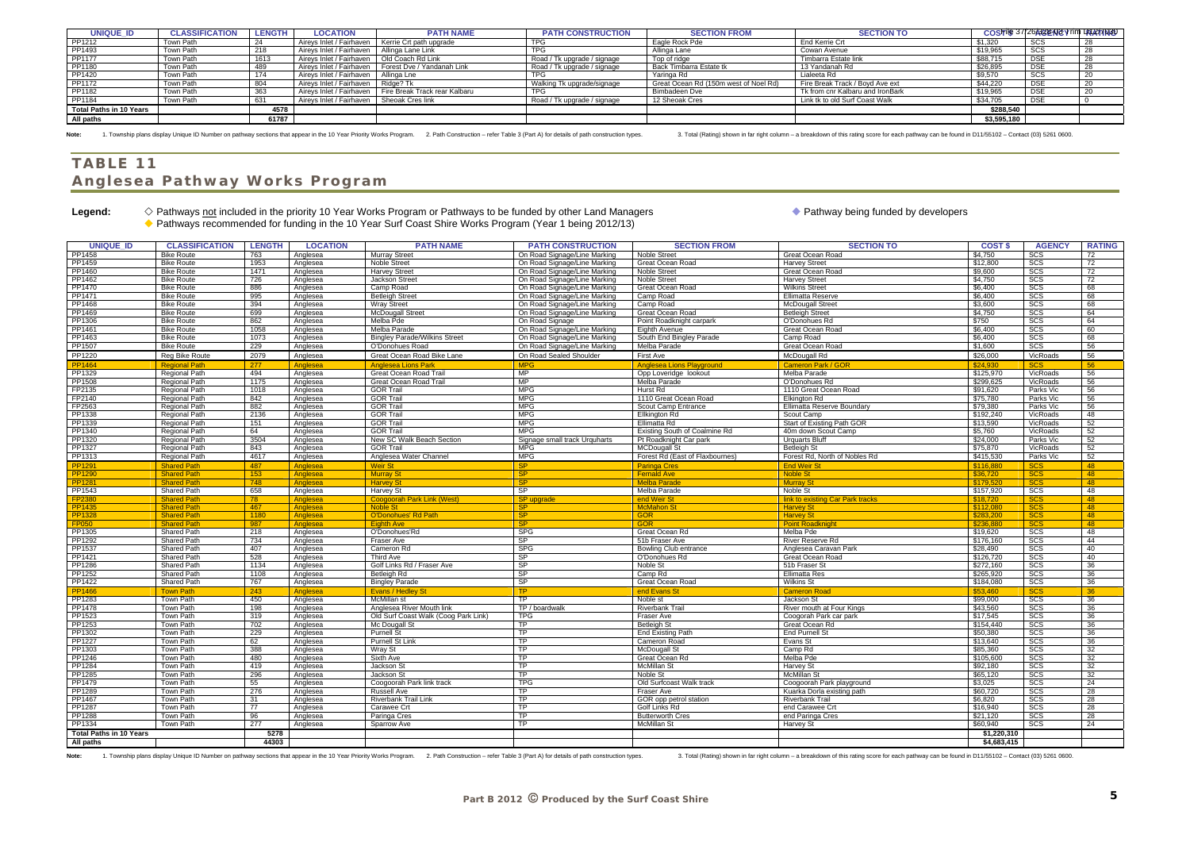| UNIQUE_ID | CLASSIFICATION | LENGTH | LOCATION | PATH NAME | PATH CONSTRUCTION | SECTION FROM | SECTION TO | COST $ | AGENCY | RATING |
|---|---|---|---|---|---|---|---|---|---|---|
| PP1212 | Town Path | 24 | Aireys Inlet / Fairhaven | Kerrie Crt path upgrade | TPG | Eagle Rock Pde | End Kerrie Crt | $1,320 | SCS | 28 |
| PP1493 | Town Path | 218 | Aireys Inlet / Fairhaven | Allinga Lane Link | TPG | Allinga Lane | Cowan Avenue | $19,965 | SCS | 28 |
| PP1177 | Town Path | 1613 | Aireys Inlet / Fairhaven | Old Coach Rd Link | Road / Tk upgrade / signage | Top of ridge | Timbarra Estate link | $88,715 | DSE | 28 |
| PP1180 | Town Path | 489 | Aireys Inlet / Fairhaven | Forest Dve / Yandanah Link | Road / Tk upgrade / signage | Back Timbarra Estate tk | 13 Yandanah Rd | $26,895 | DSE | 28 |
| PP1420 | Town Path | 174 | Aireys Inlet / Fairhaven | Allinga Lne | TPG | Yaringa Rd | Lialeeta Rd | $9,570 | SCS | 20 |
| PP1172 | Town Path | 804 | Aireys Inlet / Fairhaven | Ridge? Tk | Walking Tk upgrade/signage | Great Ocean Rd (150m west of Noel Rd) | Fire Break Track / Boyd Ave ext | $44,220 | DSE | 20 |
| PP1182 | Town Path | 363 | Aireys Inlet / Fairhaven | Fire Break Track rear Kalbaru | TPG | Bimbadeen Dve | Tk from cnr Kalbaru and IronBark | $19,965 | DSE | 20 |
| PP1184 | Town Path | 631 | Aireys Inlet / Fairhaven | Sheoak Cres link | Road / Tk upgrade / signage | 12 Sheoak Cres | Link tk to old Surf Coast Walk | $34,705 | DSE | 0 |
| **Total Paths in 10 Years** | | 4578 | | | | | | $288,540 | | |
| **All paths** | | 61787 | | | | | | $3,595,180 | | |

**Note:** 1. Township plans display Unique ID Number on pathway sections that appear in the 10 Year Priority Works Program. 2. Path Construction – refer Table 3 (Part A) for details of path construction types. 3. Total (Rating) shown in far right column – a breakdown of this rating score for each pathway can be found in D11/55102 – Contact (03) 5261 0600.

# TABLE 11
## Anglesea Pathway Works Program

**Legend:**
◇ Pathways not included in the priority 10 Year Works Program or Pathways to be funded by other Land Managers
◆ Pathways recommended for funding in the 10 Year Surf Coast Shire Works Program (Year 1 being 2012/13)
◆ Pathway being funded by developers

| UNIQUE_ID | CLASSIFICATION | LENGTH | LOCATION | PATH NAME | PATH CONSTRUCTION | SECTION FROM | SECTION TO | COST $ | AGENCY | RATING |
|---|---|---|---|---|---|---|---|---|---|---|
| PP1458 | Bike Route | 763 | Anglesea | Murray Street | On Road Signage/Line Marking | Noble Street | Great Ocean Road | $4,750 | SCS | 72 |
| PP1459 | Bike Route | 1953 | Anglesea | Noble Street | On Road Signage/Line Marking | Great Ocean Road | Harvey Street | $12,800 | SCS | 72 |
| PP1460 | Bike Route | 1471 | Anglesea | Harvey Street | On Road Signage/Line Marking | Noble Street | Great Ocean Road | $9,600 | SCS | 72 |
| PP1462 | Bike Route | 726 | Anglesea | Jackson Street | On Road Signage/Line Marking | Noble Street | Harvey Street | $4,750 | SCS | 72 |
| PP1470 | Bike Route | 886 | Anglesea | Camp Road | On Road Signage/Line Marking | Great Ocean Road | Wilkins Street | $6,400 | SCS | 68 |
| PP1471 | Bike Route | 995 | Anglesea | Betleigh Street | On Road Signage/Line Marking | Camp Road | Ellimatta Reserve | $6,400 | SCS | 68 |
| PP1468 | Bike Route | 394 | Anglesea | Wray Street | On Road Signage/Line Marking | Camp Road | McDougall Street | $3,600 | SCS | 68 |
| PP1469 | Bike Route | 699 | Anglesea | McDougall Street | On Road Signage/Line Marking | Great Ocean Road | Betleigh Street | $4,750 | SCS | 64 |
| PP1306 | Bike Route | 862 | Anglesea | Melba Pde | On Road Signage | Point Roadknight carpark | O'Donohues Rd | $750 | SCS | 64 |
| PP1461 | Bike Route | 1058 | Anglesea | Melba Parade | On Road Signage/Line Marking | Eighth Avenue | Great Ocean Road | $6,400 | SCS | 60 |
| PP1463 | Bike Route | 1073 | Anglesea | Bingley Parade/Wilkins Street | On Road Signage/Line Marking | South End Bingley Parade | Camp Road | $6,400 | SCS | 68 |
| PP1507 | Bike Route | 229 | Anglesea | O'Donohues Road | On Road Signage/Line Marking | Melba Parade | Great Ocean Road | $1,600 | SCS | 56 |
| PP1220 | Reg Bike Route | 2079 | Anglesea | Great Ocean Road Bike Lane | On Road Sealed Shoulder | First Ave | McDougall Rd | $26,000 | VicRoads | 56 |
| PP1464 | Regional Path | 277 | Anglesea | Anglesea Lions Park | MPG | Anglesea Lions Playground | Cameron Park / GOR | $24,930 | SCS | 56 |
| PP1329 | Regional Path | 494 | Anglesea | Great Ocean Road Trail | MP | Opp Loveridge lookout | Melba Parade | $125,970 | VicRoads | 56 |
| PP1508 | Regional Path | 1175 | Anglesea | Great Ocean Road Trail | MP | Melba Parade | O'Donohues Rd | $299,625 | VicRoads | 56 |
| FP2135 | Regional Path | 1018 | Anglesea | GOR Trail | MPG | Hurst Rd | 1110 Great Ocean Road | $91,620 | Parks Vic | 56 |
| FP2140 | Regional Path | 842 | Anglesea | GOR Trail | MPG | 1110 Great Ocean Road | Elkington Rd | $75,780 | Parks Vic | 56 |
| FP2563 | Regional Path | 882 | Anglesea | GOR Trail | MPG | Scout Camp Entrance | Ellimatta Reserve Boundary | $79,380 | Parks Vic | 56 |
| PP1338 | Regional Path | 2136 | Anglesea | GOR Trail | MPG | Elkington Rd | Scout Camp | $192,240 | VicRoads | 48 |
| PP1339 | Regional Path | 151 | Anglesea | GOR Trail | MPG | Ellimatta Rd | Start of Existing Path GOR | $13,590 | VicRoads | 52 |
| PP1340 | Regional Path | 64 | Anglesea | GOR Trail | MPG | Existing South of Coalmine Rd | 40m down Scout Camp | $5,760 | VicRoads | 52 |
| PP1320 | Regional Path | 3504 | Anglesea | New SC Walk Beach Section | Signage small track Urquharts | Pt Roadknight Car park | Urquarts Bluff | $24,000 | Parks Vic | 52 |
| PP1327 | Regional Path | 843 | Anglesea | GOR Trail | MPG | MCDougall St | Betleigh St | $75,870 | VicRoads | 52 |
| PP1313 | Regional Path | 4617 | Anglesea | Anglesea Water Channel | MPG | Forest Rd (East of Flaxbournes) | Forest Rd, North of Nobles Rd | $415,530 | Parks Vic | 52 |
| PP1291 | Shared Path | 487 | Anglesea | Weir St | SP | Paringa Cres | End Weir St | $116,880 | SCS | 48 |
| PP1290 | Shared Path | 153 | Anglesea | Murray St | SP | Fernald Ave | Noble St | $36,720 | SCS | 48 |
| PP1281 | Shared Path | 748 | Anglesea | Harvey St | SP | Melba Parade | Murray St | $179,520 | SCS | 48 |
| PP1543 | Shared Path | 658 | Anglesea | Harvey St | SP | Melba Parade | Noble St | $157,920 | SCS | 48 |
| FP2380 | Shared Path | 78 | Anglesea | Coogoorah Park Link (West) | SP upgrade | end Weir St | link to existing Car Park tracks | $18,720 | SCS | 48 |
| PP1435 | Shared Path | 467 | Anglesea | Noble St | SP | McMahon St | Harvey St | $112,080 | SCS | 48 |
| PP1328 | Shared Path | 1180 | Anglesea | O'Donohues' Rd Path | SP | GOR | Harvey St | $283,200 | SCS | 48 |
| FP050 | Shared Path | 987 | Anglesea | Eighth Ave | SP | GOR | Point Roadknight | $236,880 | SCS | 48 |
| PP1305 | Shared Path | 218 | Anglesea | O'Donohues'Rd | SPG | Great Ocean Rd | Melba Pde | $19,620 | SCS | 48 |
| PP1292 | Shared Path | 734 | Anglesea | Fraser Ave | SP | 51b Fraser Ave | River Reserve Rd | $176,160 | SCS | 44 |
| PP1537 | Shared Path | 407 | Anglesea | Cameron Rd | SPG | Bowling Club entrance | Anglesea Caravan Park | $28,490 | SCS | 40 |
| PP1421 | Shared Path | 528 | Anglesea | Third Ave | SP | O'Donohues Rd | Great Ocean Road | $126,720 | SCS | 40 |
| PP1286 | Shared Path | 1134 | Anglesea | Golf Links Rd / Fraser Ave | SP | Noble St | 51b Fraser St | $272,160 | SCS | 36 |
| PP1252 | Shared Path | 1108 | Anglesea | Betleigh Rd | SP | Camp Rd | Ellimatta Res | $265,920 | SCS | 36 |
| PP1422 | Shared Path | 767 | Anglesea | Bingley Parade | SP | Great Ocean Road | Wilkins St | $184,080 | SCS | 36 |
| PP1466 | Town Path | 243 | Anglesea | Evans / Hedley St | TP | end Evans St | Cameron Road | $53,460 | SCS | 36 |
| PP1283 | Town Path | 450 | Anglesea | McMillan st | TP | Noble st | Jackson St | $99,000 | SCS | 36 |
| PP1478 | Town Path | 198 | Anglesea | Anglesea River Mouth link | TP / boardwalk | Riverbank Trail | River mouth at Four Kings | $43,560 | SCS | 36 |
| PP1523 | Town Path | 319 | Anglesea | Old Surf Coast Walk (Coog Park Link) | TPG | Fraser Ave | Coogorah Park car park | $17,545 | SCS | 36 |
| PP1253 | Town Path | 702 | Anglesea | Mc Dougall St | TP | Betleigh St | Great Ocean Rd | $154,440 | SCS | 36 |
| PP1302 | Town Path | 229 | Anglesea | Purnell St | TP | End Existing Path | End Purnell St | $50,380 | SCS | 36 |
| PP1227 | Town Path | 62 | Anglesea | Purnell St Link | TP | Cameron Road | Evans St | $13,640 | SCS | 36 |
| PP1303 | Town Path | 388 | Anglesea | Wray St | TP | McDougall St | Camp Rd | $85,360 | SCS | 32 |
| PP1246 | Town Path | 480 | Anglesea | Sixth Ave | TP | Great Ocean Rd | Melba Pde | $105,600 | SCS | 32 |
| PP1284 | Town Path | 419 | Anglesea | Jackson St | TP | McMillan St | Harvey St | $92,180 | SCS | 32 |
| PP1285 | Town Path | 296 | Anglesea | Jackson St | TP | Noble St | McMillan St | $65,120 | SCS | 32 |
| PP1479 | Town Path | 55 | Anglesea | Coogoorah Park link track | TPG | Old Surfcoast Walk track | Coogoorah Park playground | $3,025 | SCS | 24 |
| PP1289 | Town Path | 276 | Anglesea | Russell Ave | TP | Fraser Ave | Kuarka Dorla existing path | $60,720 | SCS | 28 |
| PP1467 | Town Path | 31 | Anglesea | Riverbank Trail Link | TP | GOR opp petrol station | Riverbank Trail | $6,820 | SCS | 28 |
| PP1287 | Town Path | 77 | Anglesea | Carawee Crt | TP | Golf Links Rd | end Carawee Crt | $16,940 | SCS | 28 |
| PP1288 | Town Path | 96 | Anglesea | Paringa Cres | TP | Butterworth Cres | end Paringa Cres | $21,120 | SCS | 28 |
| PP1334 | Town Path | 277 | Anglesea | Sparrow Ave | TP | McMillan St | Harvey St | $60,940 | SCS | 24 |
| **Total Paths in 10 Years** | | 5278 | | | | | | $1,220,310 | | |
| **All paths** | | 44303 | | | | | | $4,683,415 | | |

**Note:** 1. Township plans display Unique ID Number on pathway sections that appear in the 10 Year Priority Works Program. 2. Path Construction – refer Table 3 (Part A) for details of path construction types. 3. Total (Rating) shown in far right column – a breakdown of this rating score for each pathway can be found in D11/55102 – Contact (03) 5261 0600.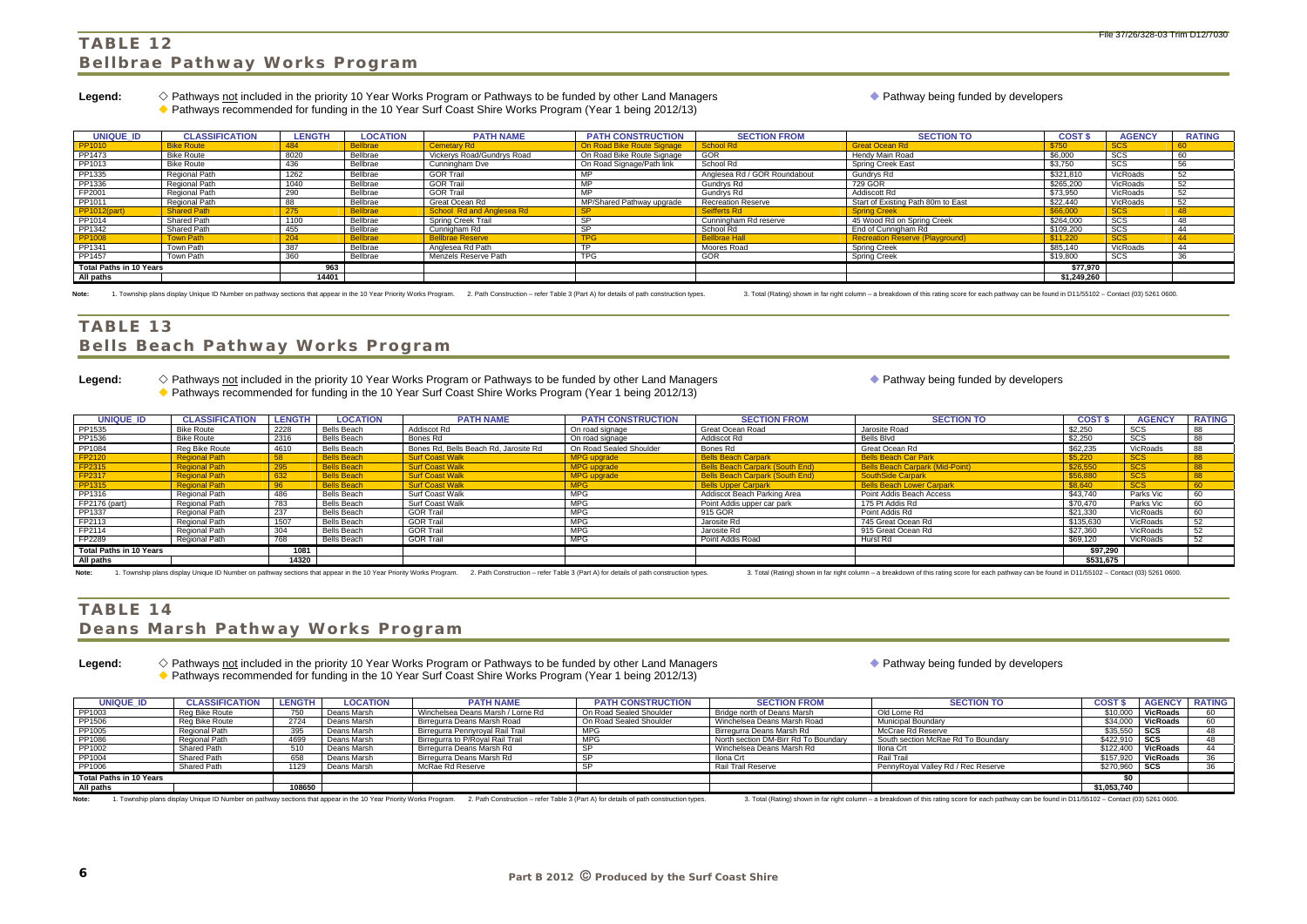File 37/26/328-03 Trim D12/7030

# TABLE 12
## Bellbrae Pathway Works Program

**Legend:** ◇ Pathways not included in the priority 10 Year Works Program or Pathways to be funded by other Land Managers ◆ Pathway being funded by developers
◆ Pathways recommended for funding in the 10 Year Surf Coast Shire Works Program (Year 1 being 2012/13)

| UNIQUE_ID | CLASSIFICATION | LENGTH | LOCATION | PATH NAME | PATH CONSTRUCTION | SECTION FROM | SECTION TO | COST $ | AGENCY | RATING |
|---|---|---|---|---|---|---|---|---|---|---|
| PP1010 | Bike Route | 484 | Bellbrae | Cemetary Rd | On Road Bike Route Signage | School Rd | Great Ocean Rd | $750 | SCS | 60 |
| PP1473 | Bike Route | 8020 | Bellbrae | Vickerys Road/Gundrys Road | On Road Bike Route Signage | GOR | Hendy Main Road | $6,000 | SCS | 60 |
| PP1013 | Bike Route | 436 | Bellbrae | Cunningham Dve | On Road Signage/Path link | School Rd | Spring Creek East | $3,750 | SCS | 56 |
| PP1335 | Regional Path | 1262 | Bellbrae | GOR Trail | MP | Anglesea Rd / GOR Roundabout | Gundrys Rd | $321,810 | VicRoads | 52 |
| PP1336 | Regional Path | 1040 | Bellbrae | GOR Trail | MP | Gundrys Rd | 729 GOR | $265,200 | VicRoads | 52 |
| FP2001 | Regional Path | 290 | Bellbrae | GOR Trail | MP | Gundrys Rd | Addiscott Rd | $73,950 | VicRoads | 52 |
| PP1011 | Regional Path | 88 | Bellbrae | Great Ocean Rd | MP/Shared Pathway upgrade | Recreation Reserve | Start of Existing Path 80m to East | $22,440 | VicRoads | 52 |
| PP1012(part) | Shared Path | 275 | Bellbrae | School Rd and Anglesea Rd | SP | Seifferts Rd | Spring Creek | $66,000 | SCS | 48 |
| PP1014 | Shared Path | 1100 | Bellbrae | Spring Creek Trail | SP | Cunningham Rd reserve | 45 Wood Rd on Spring Creek | $264,000 | SCS | 48 |
| PP1342 | Shared Path | 455 | Bellbrae | Cunnigham Rd | SP | School Rd | End of Cunnigham Rd | $109,200 | SCS | 44 |
| PP1008 | Town Path | 204 | Bellbrae | Bellbrae Reserve | TPG | Bellbrae Hall | Recreation Reserve (Playground) | $11,220 | SCS | 44 |
| PP1341 | Town Path | 387 | Bellbrae | Anglesea Rd Path | TP | Moores Road | Spring Creek | $85,140 | VicRoads | 44 |
| PP1457 | Town Path | 360 | Bellbrae | Menzels Reserve Path | TPG | GOR | Spring Creek | $19,800 | SCS | 36 |
| **Total Paths in 10 Years** | | 963 | | | | | | $77,970 | | |
| **All paths** | | 14401 | | | | | | $1,249,260 | | |

**Note:** 1. Township plans display Unique ID Number on pathway sections that appear in the 10 Year Priority Works Program. 2. Path Construction – refer Table 3 (Part A) for details of path construction types. 3. Total (Rating) shown in far right column – a breakdown of this rating score for each pathway can be found in D11/55102 – Contact (03) 5261 0600.

# TABLE 13
## Bells Beach Pathway Works Program

**Legend:** ◇ Pathways not included in the priority 10 Year Works Program or Pathways to be funded by other Land Managers ◆ Pathway being funded by developers
◆ Pathways recommended for funding in the 10 Year Surf Coast Shire Works Program (Year 1 being 2012/13)

| UNIQUE_ID | CLASSIFICATION | LENGTH | LOCATION | PATH NAME | PATH CONSTRUCTION | SECTION FROM | SECTION TO | COST $ | AGENCY | RATING |
|---|---|---|---|---|---|---|---|---|---|---|
| PP1535 | Bike Route | 2228 | Bells Beach | Addiscot Rd | On road signage | Great Ocean Road | Jarosite Road | $2,250 | SCS | 88 |
| PP1536 | Bike Route | 2316 | Bells Beach | Bones Rd | On road signage | Addiscot Rd | Bells Blvd | $2,250 | SCS | 88 |
| PP1084 | Reg Bike Route | 4610 | Bells Beach | Bones Rd, Bells Beach Rd, Jarosite Rd | On Road Sealed Shoulder | Bones Rd | Great Ocean Rd | $62,235 | VicRoads | 88 |
| FP2120 | Regional Path | 58 | Bells Beach | Surf Coast Walk | MPG upgrade | Bells Beach Carpark | Bells Beach Car Park | $5,220 | SCS | 88 |
| FP2315 | Regional Path | 295 | Bells Beach | Surf Coast Walk | MPG upgrade | Bells Beach Carpark (South End) | Bells Beach Carpark (Mid-Point) | $26,550 | SCS | 88 |
| FP2317 | Regional Path | 632 | Bells Beach | Surf Coast Walk | MPG upgrade | Bells Beach Carpark (South End) | SouthSide Carpark | $56,880 | SCS | 88 |
| PP1315 | Regional Path | 96 | Bells Beach | Surf Coast Walk | MPG | Bells Upper Carpark | Bells Beach Lower Carpark | $8,640 | SCS | 60 |
| PP1316 | Regional Path | 486 | Bells Beach | Surf Coast Walk | MPG | Addiscot Beach Parking Area | Point Addis Beach Access | $43,740 | Parks Vic | 60 |
| FP2176 (part) | Regional Path | 783 | Bells Beach | Surf Coast Walk | MPG | Point Addis upper car park | 175 Pt Addis Rd | $70,470 | Parks Vic | 60 |
| PP1337 | Regional Path | 237 | Bells Beach | GOR Trail | MPG | 915 GOR | Point Addis Rd | $21,330 | VicRoads | 60 |
| FP2113 | Regional Path | 1507 | Bells Beach | GOR Trail | MPG | Jarosite Rd | 745 Great Ocean Rd | $135,630 | VicRoads | 52 |
| FP2114 | Regional Path | 304 | Bells Beach | GOR Trail | MPG | Jarosite Rd | 915 Great Ocean Rd | $27,360 | VicRoads | 52 |
| FP2289 | Regional Path | 768 | Bells Beach | GOR Trail | MPG | Point Addis Road | Hurst Rd | $69,120 | VicRoads | 52 |
| **Total Paths in 10 Years** | | 1081 | | | | | | $97,290 | | |
| **All paths** | | 14320 | | | | | | $531,675 | | |

**Note:** 1. Township plans display Unique ID Number on pathway sections that appear in the 10 Year Priority Works Program. 2. Path Construction – refer Table 3 (Part A) for details of path construction types. 3. Total (Rating) shown in far right column – a breakdown of this rating score for each pathway can be found in D11/55102 – Contact (03) 5261 0600.

# TABLE 14
## Deans Marsh Pathway Works Program

**Legend:** ◇ Pathways not included in the priority 10 Year Works Program or Pathways to be funded by other Land Managers ◆ Pathway being funded by developers
◆ Pathways recommended for funding in the 10 Year Surf Coast Shire Works Program (Year 1 being 2012/13)

| UNIQUE_ID | CLASSIFICATION | LENGTH | LOCATION | PATH NAME | PATH CONSTRUCTION | SECTION FROM | SECTION TO | COST $ | AGENCY | RATING |
|---|---|---|---|---|---|---|---|---|---|---|
| PP1003 | Reg Bike Route | 750 | Deans Marsh | Winchelsea Deans Marsh / Lorne Rd | On Road Sealed Shoulder | Bridge north of Deans Marsh | Old Lorne Rd | $10,000 | VicRoads | 60 |
| PP1506 | Reg Bike Route | 2724 | Deans Marsh | Birregurra Deans Marsh Road | On Road Sealed Shoulder | Winchelsea Deans Marsh Road | Municipal Boundary | $34,000 | VicRoads | 60 |
| PP1005 | Regional Path | 395 | Deans Marsh | Birregurra Pennyroyal Rail Trail | MPG | Birregurra Deans Marsh Rd | McCrae Rd Reserve | $35,550 | SCS | 48 |
| PP1086 | Regional Path | 4699 | Deans Marsh | Birregurra to P/Royal Rail Trail | MPG | North section DM-Birr Rd To Boundary | South section McRae Rd To Boundary | $422,910 | SCS | 48 |
| PP1002 | Shared Path | 510 | Deans Marsh | Birregurra Deans Marsh Rd | SP | Winchelsea Deans Marsh Rd | Ilona Crt | $122,400 | VicRoads | 44 |
| PP1004 | Shared Path | 658 | Deans Marsh | Birregurra Deans Marsh Rd | SP | Ilona Crt | Rail Trail | $157,920 | VicRoads | 36 |
| PP1006 | Shared Path | 1129 | Deans Marsh | McRae Rd Reserve | SP | Rail Trail Reserve | PennyRoyal Valley Rd / Rec Reserve | $270,960 | SCS | 36 |
| **Total Paths in 10 Years** | | | | | | | | $0 | | |
| **All paths** | | 108650 | | | | | | $1,053,740 | | |

**Note:** 1. Township plans display Unique ID Number on pathway sections that appear in the 10 Year Priority Works Program. 2. Path Construction – refer Table 3 (Part A) for details of path construction types. 3. Total (Rating) shown in far right column – a breakdown of this rating score for each pathway can be found in D11/55102 – Contact (03) 5261 0600.

**Part B 2012 © Produced by the Surf Coast Shire**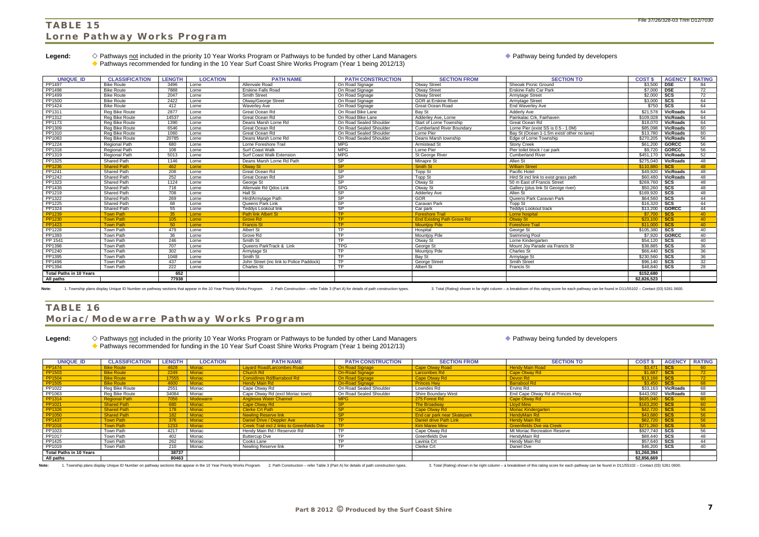File 37/26/328-03 Trim D12/7030

# TABLE 15
## Lorne Pathway Works Program

**Legend:** ◇ Pathways not included in the priority 10 Year Works Program or Pathways to be funded by other Land Managers ◆ Pathway being funded by developers
◆ Pathways recommended for funding in the 10 Year Surf Coast Shire Works Program (Year 1 being 2012/13)

| UNIQUE_ID | CLASSIFICATION | LENGTH | LOCATION | PATH NAME | PATH CONSTRUCTION | SECTION FROM | SECTION TO | COST $ | AGENCY | RATING |
|---|---|---|---|---|---|---|---|---|---|---|
| PP1497 | Bike Route | 3496 | Lorne | Allenvale Road | On Road Signage | Otway Street | Sheoak Picnic Ground | $3,500 | DSE | 84 |
| PP1498 | Bike Route | 7888 | Lorne | Erskine Falls Road | On Road Signage | Otway Street | Erskine Falls Car Park | $7,000 | DSE | 72 |
| PP1499 | Bike Route | 2047 | Lorne | Smith Street | On Road Signage | Otway Street | Armytage Street | $2,000 | SCS | 72 |
| PP1500 | Bike Route | 2422 | Lorne | Otway/George Street | On Road Signage | GOR at Erskine River | Armytage Street | $3,000 | SCS | 64 |
| PP1424 | Bike Route | 412 | Lorne | Waverley Ave | On Road Signage | Great Ocean Road | End Waverley Ave | $750 | SCS | 64 |
| PP1311 | Reg Bike Route | 2877 | Lorne | Great Ocean Rd | On Road Bike Lane | Bay St | Adderly Ave | $21,578 | VicRoads | 64 |
| PP1312 | Reg Bike Route | 14537 | Lorne | Great Ocean Rd | On Road Bike Lane | Adderley Ave, Lorne | Painkalac Crk, Fairhaven | $109,028 | VicRoads | 64 |
| PP1173 | Reg Bike Route | 1390 | Lorne | Deans Marsh Lorne Rd | On Road Sealed Shoulder | Start of Lorne Township | Great Ocean Rd | $18,070 | VicRoads | 64 |
| PP1309 | Reg Bike Route | 6546 | Lorne | Great Ocean Rd | On Road Sealed Shoulder | Cumberland River Boundary | Lorne Pier (exist SS is 0.5 - 1.0M) | $85,098 | VicRoads | 60 |
| PP1310 | Reg Bike Route | 1060 | Lorne | Great Ocean Rd | On Road Sealed Shoulder | Lorne Pier | Bay St (Ocean 1-1.5m exist/ other no lane) | $13,780 | VicRoads | 60 |
| PP1083 | Reg Bike Route | 20785 | Lorne | Deans Marsh Lorne Rd | On Road Sealed Shoulder | Deans Marsh township | Edge of Lorne Township | $270,205 | VicRoads | 56 |
| PP1224 | Regional Path | 680 | Lorne | Lorne Foreshore Trail | MPG | Armistead St | Stony Creek | $61,200 | GORCC | 56 |
| PP1318 | Regional Path | 108 | Lorne | Surf Coast Walk | MPG | Lorne Pier | Pier toilet block / car park | $9,720 | GORCC | 56 |
| PP1319 | Regional Path | 5013 | Lorne | Surf Coast Walk Extension | MPG | St George River | Cumberland River | $451,170 | VicRoads | 52 |
| PP1325 | Shared Path | 1146 | Lorne | Deans Marsh Lorne Rd Path | SP | Minapre St | Allen St | $275,040 | VicRoads | 48 |
| PP1236 | Shared Path | 462 | Lorne | Otway St | SP | Smith St | William Street | $110,880 | SCS | 48 |
| PP1241 | Shared Path | 208 | Lorne | Great Ocean Rd | SP | Topp St | Pacific Hotel | $49,920 | VicRoads | 48 |
| PP1242 | Shared Path | 252 | Lorne | Great Ocean Rd | SP | Topp St | Hird St incl link to exist grass path | $60,480 | VicRoads | 48 |
| PP1323 | Shared Path | 1124 | Lorne | George St | SP | Otway St | 50 m East of Francis Street | $269,760 | SCS | 48 |
| PP1436 | Shared Path | 718 | Lorne | Allenvale Rd Qdos Link | SPG | Otway St | Gallery (plus link St George river) | $50,260 | SCS | 48 |
| PP1219 | Shared Path | 708 | Lorne | Hall St | SP | Adderley Ave | Allen St | $169,920 | SCS | 48 |
| PP1322 | Shared Path | 269 | Lorne | Hird/Armytage Path | SP | GOR | Queens Park Caravan Park | $64,560 | SCS | 44 |
| PP1225 | Shared Path | 68 | Lorne | Queens Park Link | SP | Caravan Park | Topp St | $16,320 | SCS | 44 |
| PP1324 | Shared Path | 55 | Lorne | Teddys Lookout link | SP | Car park | Teddys Lookout track | $13,200 | GORCC | 44 |
| PP1239 | Town Path | 35 | Lorne | Path link Albert St | TP | Foreshore Trail | Lorne hospital | $7,700 | SCS | 40 |
| PP1230 | Town Path | 105 | Lorne | Grove Rd | TP | End Existing Path Grove Rd | Otway St | $23,100 | SCS | 40 |
| PP1423 | Town Path | 50 | Lorne | Francis St | TP | Mountjoy Pde | Foreshore Trail | $11,000 | SCS | 40 |
| PP1228 | Town Path | 479 | Lorne | Albert St | TP | Hospital | George St | $105,380 | SCS | 40 |
| PP1393 | Town Path | 36 | Lorne | Grove Rd | TP | Mountjoy Pde | Swimming Pool | $7,920 | GORCC | 40 |
| PP 1541 | Town Path | 246 | Lorne | Smith St | TP | Otway St | Lorne Kindergarten | $54,120 | SCS | 40 |
| PP1398 | Town Path | 707 | Lorne | Queens ParkTrack & Link | TPG | George St | Mount Joy Parade via Francis St | $38,885 | SCS | 36 |
| PP1240 | Town Path | 302 | Lorne | Armytage St | TP | Mountjoy Pde | Charles St | $66,440 | SCS | 36 |
| PP1395 | Town Path | 1048 | Lorne | Smith St | TP | Bay St | Armytage St | $230,560 | SCS | 36 |
| PP1496 | Town Path | 437 | Lorne | John Street (inc link to Police Paddock) | TP | George Street | Smith Street | $96,140 | SCS | 32 |
| PP1394 | Town Path | 222 | Lorne | Charles St | TP | Albert St | Francis St | $48,840 | SCS | 28 |
| **Total Paths in 10 Years** | | 652 | | | | | | $152,680 | | |
| **All paths** | | 77938 | | | | | | $2,826,523 | | |

**Note:** 1. Township plans display Unique ID Number on pathway sections that appear in the 10 Year Priority Works Program. 2. Path Construction – refer Table 3 (Part A) for details of path construction types. 3. Total (Rating) shown in far right column – a breakdown of this rating score for each pathway can be found in D11/55102 – Contact (03) 5261 0600.

# TABLE 16
## Moriac/Modewarre Pathway Works Program

**Legend:** ◇ Pathways not included in the priority 10 Year Works Program or Pathways to be funded by other Land Managers ◆ Pathway being funded by developers
◆ Pathways recommended for funding in the 10 Year Surf Coast Shire Works Program (Year 1 being 2012/13)

| UNIQUE_ID | CLASSIFICATION | LENGTH | LOCATION | PATH NAME | PATH CONSTRUCTION | SECTION FROM | SECTION TO | COST $ | AGENCY | RATING |
|---|---|---|---|---|---|---|---|---|---|---|
| PP1474 | Bike Route | 4628 | Moriac | Layard Road/Larcombes Road | On Road Signage | Cape Otway Road | Hendy Main Road | $3,471 | SCS | 60 |
| PP1503 | Bike Route | 2249 | Moriac | Church Rd | On-Road Signage | Larcombes Rd | Cape Otway Rd | $1,687 | SCS | 72 |
| PP1504 | Bike Route | 17555 | Moriac | Considines Rd/Barrabool Rd | On Road Signage | Cape Otway Rd | Devon Rd | $13,166 | SCS | 72 |
| PP1505 | Bike Route | 4600 | Moriac | Hendy Main Rd | On-Road Signage | Princes Hwy | Barrabool Rd | $3,450 | SCS | 68 |
| PP1022 | Reg Bike Route | 2551 | Moriac | Cape Otway Rd | On Road Sealed Shoulder | Lowndes Rd | Ervins Rd | $33,163 | VicRoads | 68 |
| PP1063 | Reg Bike Route | 34084 | Moriac | Cape Otway Rd (excl Moriac town) | On Road Sealed Shoulder | Shire Boundary West | End Cape Otway Rd at Princes Hwy | $443,092 | VicRoads | 68 |
| PP1314 | Regional Path | 7056 | Modewarre | Anglesea Water Channel | MPG | 275 Forest Rd | Cape Otway Rd | $635,040 | SCS | 60 |
| PP1021 | Shared Path | 680 | Moriac | Cape Otway Rd | SP | The Broadway | Lloyd Mew | $163,200 | SCS | 60 |
| PP1326 | Shared Path | 178 | Moriac | Clerke Crt Path | SP | Cape Otway Rd | Moriac Kindergarten | $42,720 | SCS | 56 |
| PP1050 | Shared Path | 182 | Moriac | Newling Reserve link | SP | End car park near Skatepark | HendyMain Rd | $43,680 | SCS | 56 |
| PP1437 | Town Path | 376 | Moriac | Daniel Drive / Deppler Ave | TP | Daniel drive Path Link | Hendy Main Rd | $82,720 | SCS | 56 |
| PP1018 | Town Path | 1233 | Moriac | Creek Trail incl 2 links to Greenfields Dve | TP | Kim Maree Mew | Greenfields Dve via Creek | $271,260 | SCS | 56 |
| PP1023 | Town Path | 4217 | Moriac | Hendy Main Rd / Reservoir Rd | TP | Cape Otway Rd | Mt Moriac Recreation Reserve | $927,740 | SCS | 56 |
| PP1017 | Town Path | 402 | Moriac | Buttercup Dve | TP | Greenfields Dve | HendyMain Rd | $88,440 | SCS | 48 |
| PP1425 | Town Path | 262 | Moriac | Cooks Lane | TP | Lavinia Crt | Hendy Main Rd | $57,640 | SCS | 44 |
| PP1019 | Town Path | 210 | Moriac | Newling Reserve link | TP | Clerke Crt | Daniel Dve | $46,200 | SCS | 40 |
| **Total Paths in 10 Years** | | 38737 | | | | | | $1,260,394 | | |
| **All paths** | | 80463 | | | | | | $2,856,669 | | |

**Note:** 1. Township plans display Unique ID Number on pathway sections that appear in the 10 Year Priority Works Program. 2. Path Construction – refer Table 3 (Part A) for details of path construction types. 3. Total (Rating) shown in far right column – a breakdown of this rating score for each pathway can be found in D11/55102 – Contact (03) 5261 0600.

**Part B 2012 © Produced by the Surf Coast Shire**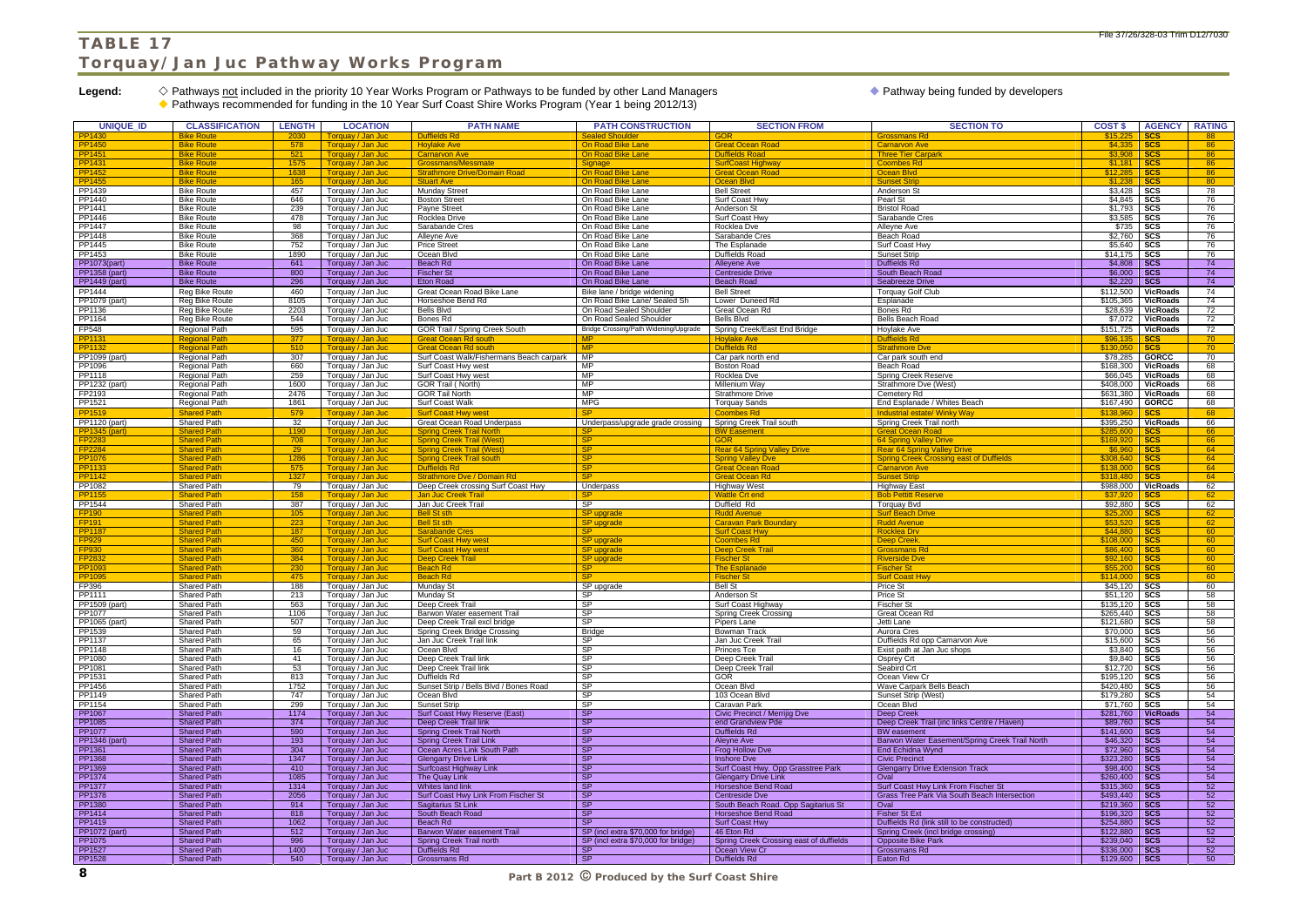# TABLE 17

## Torquay/Jan Juc Pathway Works Program

**Legend:** ◇ Pathways not included in the priority 10 Year Works Program or Pathways to be funded by other Land Managers ◆ Pathway being funded by developers

◆ Pathways recommended for funding in the 10 Year Surf Coast Shire Works Program (Year 1 being 2012/13)

| UNIQUE_ID | CLASSIFICATION | LENGTH | LOCATION | PATH NAME | PATH CONSTRUCTION | SECTION FROM | SECTION TO | COST $ | AGENCY | RATING |
|---|---|---|---|---|---|---|---|---|---|---|
| PP1430 | Bike Route | 2030 | Torquay / Jan Juc | Duffields Rd | Sealed Shoulder | GOR | Grossmans Rd | $15,225 | SCS | 88 |
| PP1450 | Bike Route | 578 | Torquay / Jan Juc | Hoylake Ave | On Road Bike Lane | Great Ocean Road | Carnarvon Ave | $4,335 | SCS | 86 |
| PP1451 | Bike Route | 521 | Torquay / Jan Juc | Carnarvon Ave | On Road Bike Lane | Duffields Road | Three Tier Carpark | $3,908 | SCS | 86 |
| PP1431 | Bike Route | 1575 | Torquay / Jan Juc | Grossmans/Messmate | Signage | SurfCoast Highway | Coombes Rd | $1,181 | SCS | 86 |
| PP1452 | Bike Route | 1638 | Torquay / Jan Juc | Strathmore Drive/Domain Road | On Road Bike Lane | Great Ocean Road | Ocean Blvd | $12,285 | SCS | 86 |
| PP1455 | Bike Route | 165 | Torquay / Jan Juc | Stuart Ave | On Road Bike Lane | Ocean Blvd | Sunset Strip | $1,238 | SCS | 80 |
| PP1439 | Bike Route | 457 | Torquay / Jan Juc | Munday Street | On Road Bike Lane | Bell Street | Anderson St | $3,428 | SCS | 78 |
| PP1440 | Bike Route | 646 | Torquay / Jan Juc | Boston Street | On Road Bike Lane | Surf Coast Hwy | Pearl St | $4,845 | SCS | 76 |
| PP1441 | Bike Route | 239 | Torquay / Jan Juc | Payne Street | On Road Bike Lane | Anderson St | Bristol Road | $1,793 | SCS | 76 |
| PP1446 | Bike Route | 478 | Torquay / Jan Juc | Rocklea Drive | On Road Bike Lane | Surf Coast Hwy | Sarabande Cres | $3,585 | SCS | 76 |
| PP1447 | Bike Route | 98 | Torquay / Jan Juc | Sarabande Cres | On Road Bike Lane | Rocklea Dve | Alleyne Ave | $735 | SCS | 76 |
| PP1448 | Bike Route | 368 | Torquay / Jan Juc | Alleyne Ave | On Road Bike Lane | Sarabande Cres | Beach Road | $2,760 | SCS | 76 |
| PP1445 | Bike Route | 752 | Torquay / Jan Juc | Price Street | On Road Bike Lane | The Esplanade | Surf Coast Hwy | $5,640 | SCS | 76 |
| PP1453 | Bike Route | 1890 | Torquay / Jan Juc | Ocean Blvd | On Road Bike Lane | Duffields Road | Sunset Strip | $14,175 | SCS | 76 |
| PP1073(part) | Bike Route | 641 | Torquay / Jan Juc | Beach Rd | On Road Bike Lane | Alleyene Ave | Duffields Rd | $4,808 | SCS | 74 |
| PP1358 (part) | Bike Route | 800 | Torquay / Jan Juc | Fischer St | On Road Bike Lane | Centreside Drive | South Beach Road | $6,000 | SCS | 74 |
| PP1449 (part) | Bike Route | 296 | Torquay / Jan Juc | Eton Road | On Road Bike Lane | Beach Road | Seabreeze Drive | $2,220 | SCS | 74 |
| PP1444 | Reg Bike Route | 460 | Torquay / Jan Juc | Great Ocean Road Bike Lane | Bike lane / bridge widening | Bell Street | Torquay Golf Club | $112,500 | VicRoads | 74 |
| PP1079 (part) | Reg Bike Route | 8105 | Torquay / Jan Juc | Horseshoe Bend Rd | On Road Bike Lane/ Sealed Sh | Lower Duneed Rd | Esplanade | $105,365 | VicRoads | 74 |
| PP1136 | Reg Bike Route | 2203 | Torquay / Jan Juc | Bells Blvd | On Road Sealed Shoulder | Great Ocean Rd | Bones Rd | $28,639 | VicRoads | 72 |
| PP1164 | Reg Bike Route | 544 | Torquay / Jan Juc | Bones Rd | On Road Sealed Shoulder | Bells Blvd | Bells Beach Road | $7,072 | VicRoads | 72 |
| FP548 | Regional Path | 595 | Torquay / Jan Juc | GOR Trail / Spring Creek South | Bridge Crossing/Path Widening/Upgrade | Spring Creek/East End Bridge | Hoylake Ave | $151,725 | VicRoads | 72 |
| PP1131 | Regional Path | 377 | Torquay / Jan Juc | Great Ocean Rd south | MP | Hoylake Ave | Duffields Rd | $96,135 | SCS | 70 |
| PP1132 | Regional Path | 510 | Torquay / Jan Juc | Great Ocean Rd south | MP | Duffields Rd | Strathmore Dve | $130,050 | SCS | 70 |
| PP1099 (part) | Regional Path | 307 | Torquay / Jan Juc | Surf Coast Walk/Fishermans Beach carpark | MP | Car park north end | Car park south end | $78,285 | GORCC | 70 |
| PP1096 | Regional Path | 660 | Torquay / Jan Juc | Surf Coast Hwy west | MP | Boston Road | Beach Road | $168,300 | VicRoads | 68 |
| PP1118 | Regional Path | 259 | Torquay / Jan Juc | Surf Coast Hwy west | MP | Rocklea Dve | Spring Creek Reserve | $66,045 | VicRoads | 68 |
| PP1232 (part) | Regional Path | 1600 | Torquay / Jan Juc | GOR Trail ( North) | MP | Millenium Way | Strathmore Dve (West) | $408,000 | VicRoads | 68 |
| FP2193 | Regional Path | 2476 | Torquay / Jan Juc | GOR Tail North | MP | Strathmore Drive | Cemetery Rd | $631,380 | VicRoads | 68 |
| PP1521 | Regional Path | 1861 | Torquay / Jan Juc | Surf Coast Walk | MPG | Torquay Sands | End Esplanade / Whites Beach | $167,490 | GORCC | 68 |
| PP1519 | Shared Path | 579 | Torquay / Jan Juc | Surf Coast Hwy west | SP | Coombes Rd | Industrial estate/ Winky Way | $138,960 | SCS | 68 |
| PP1120 (part) | Shared Path | 32 | Torquay / Jan Juc | Great Ocean Road Underpass | Underpass/upgrade grade crossing | Spring Creek Trail south | Spring Creek Trail north | $395,250 | VicRoads | 66 |
| PP1345 (part) | Shared Path | 1190 | Torquay / Jan Juc | Spring Creek Trail North | SP | BW Easement | Great Ocean Road | $285,600 | SCS | 66 |
| FP2283 | Shared Path | 708 | Torquay / Jan Juc | Spring Creek Trail (West) | SP | GOR | 64 Spring Valley Drive | $169,920 | SCS | 66 |
| FP2284 | Shared Path | 29 | Torquay / Jan Juc | Spring Creek Trail (West) | SP | Rear 64 Spring Valley Drive | Rear 64 Spring Valley Drive | $6,960 | SCS | 64 |
| PP1076 | Shared Path | 1286 | Torquay / Jan Juc | Spring Creek Trail south | SP | Spring Valley Dve | Spring Creek Crossing east of Duffields | $308,640 | SCS | 64 |
| PP1133 | Shared Path | 575 | Torquay / Jan Juc | Duffields Rd | SP | Great Ocean Road | Carnarvon Ave | $138,000 | SCS | 64 |
| PP1142 | Shared Path | 1327 | Torquay / Jan Juc | Strathmore Dve / Domain Rd | SP | Great Ocean Rd | Sunset Strip | $318,480 | SCS | 64 |
| PP1082 | Shared Path | 79 | Torquay / Jan Juc | Deep Creek crossing Surf Coast Hwy | Underpass | Highway West | Highway East | $988,000 | VicRoads | 62 |
| PP1155 | Shared Path | 158 | Torquay / Jan Juc | Jan Juc Creek Trail | SP | Wattle Crt end | Bob Pettitt Reserve | $37,920 | SCS | 62 |
| PP1544 | Shared Path | 387 | Torquay / Jan Juc | Jan Juc Creek Trail | SP | Duffield Rd | Torquay Bvd | $92,880 | SCS | 62 |
| FP190 | Shared Path | 105 | Torquay / Jan Juc | Bell St sth | SP upgrade | Rudd Avenue | Surf Beach Drive | $25,200 | SCS | 62 |
| FP191 | Shared Path | 223 | Torquay / Jan Juc | Bell St sth | SP upgrade | Caravan Park Boundary | Rudd Avenue | $53,520 | SCS | 62 |
| PP1187 | Shared Path | 187 | Torquay / Jan Juc | Sarabande Cres | SP | Surf Coast Hwy | Rocklea Drv | $44,880 | SCS | 60 |
| FP929 | Shared Path | 450 | Torquay / Jan Juc | Surf Coast Hwy west | SP upgrade | Coombes Rd | Deep Creek. | $108,000 | SCS | 60 |
| FP930 | Shared Path | 360 | Torquay / Jan Juc | Surf Coast Hwy west | SP upgrade | Deep Creek Trail | Grossmans Rd | $86,400 | SCS | 60 |
| FP2832 | Shared Path | 384 | Torquay / Jan Juc | Deep Creek Trail | SP upgrade | Fischer St | Riverside Dve | $92,160 | SCS | 60 |
| PP1093 | Shared Path | 230 | Torquay / Jan Juc | Beach Rd | SP | The Esplanade | Fischer St | $55,200 | SCS | 60 |
| PP1095 | Shared Path | 475 | Torquay / Jan Juc | Beach Rd | SP | Fischer St | Surf Coast Hwy | $114,000 | SCS | 60 |
| FP396 | Shared Path | 188 | Torquay / Jan Juc | Munday St | SP upgrade | Bell St | Price St | $45,120 | SCS | 60 |
| PP1111 | Shared Path | 213 | Torquay / Jan Juc | Munday St | SP | Anderson St | Price St | $51,120 | SCS | 58 |
| PP1509 (part) | Shared Path | 563 | Torquay / Jan Juc | Deep Creek Trail | SP | Surf Coast Highway | Fischer St | $135,120 | SCS | 58 |
| PP1077 | Shared Path | 1106 | Torquay / Jan Juc | Barwon Water easement Trail | SP | Spring Creek Crossing | Great Ocean Rd | $265,440 | SCS | 58 |
| PP1065 (part) | Shared Path | 507 | Torquay / Jan Juc | Deep Creek Trail excl bridge | SP | Pipers Lane | Jetti Lane | $121,680 | SCS | 58 |
| PP1539 | Shared Path | 59 | Torquay / Jan Juc | Spring Creek Bridge Crossing | Bridge | Bowman Track | Aurora Cres | $70,000 | SCS | 56 |
| PP1137 | Shared Path | 65 | Torquay / Jan Juc | Jan Juc Creek Trail link | SP | Jan Juc Creek Trail | Duffields Rd opp Carnarvon Ave | $15,600 | SCS | 56 |
| PP1148 | Shared Path | 16 | Torquay / Jan Juc | Ocean Blvd | SP | Princes Tce | Exist path at Jan Juc shops | $3,840 | SCS | 56 |
| PP1080 | Shared Path | 41 | Torquay / Jan Juc | Deep Creek Trail link | SP | Deep Creek Trail | Osprey Crt | $9,840 | SCS | 56 |
| PP1081 | Shared Path | 53 | Torquay / Jan Juc | Deep Creek Trail link | SP | Deep Creek Trail | Seabird Crt | $12,720 | SCS | 56 |
| PP1531 | Shared Path | 813 | Torquay / Jan Juc | Duffields Rd | SP | GOR | Ocean View Cr | $195,120 | SCS | 56 |
| PP1456 | Shared Path | 1752 | Torquay / Jan Juc | Sunset Strip / Bells Blvd / Bones Road | SP | Ocean Blvd | Wave Carpark Bells Beach | $420,480 | SCS | 56 |
| PP1149 | Shared Path | 747 | Torquay / Jan Juc | Ocean Blvd | SP | 103 Ocean Blvd | Sunset Strip (West) | $179,280 | SCS | 54 |
| PP1154 | Shared Path | 299 | Torquay / Jan Juc | Sunset Strip | SP | Caravan Park | Ocean Blvd | $71,760 | SCS | 54 |
| PP1067 | Shared Path | 1174 | Torquay / Jan Juc | Surf Coast Hwy Reserve (East) | SP | Civic Precinct / Merrijig Dve | Deep Creek | $281,760 | VicRoads | 54 |
| PP1085 | Shared Path | 374 | Torquay / Jan Juc | Deep Creek Trail link | SP | end Grandview Pde | Deep Creek Trail (inc links Centre / Haven) | $89,760 | SCS | 54 |
| PP1077 | Shared Path | 590 | Torquay / Jan Juc | Spring Creek Trail North | SP | Duffields Rd | BW easement | $141,600 | SCS | 54 |
| PP1346 (part) | Shared Path | 193 | Torquay / Jan Juc | Spring Creek Trail Link | SP | Aleyne Ave | Barwon Water Easement/Spring Creek Trail North | $46,320 | SCS | 54 |
| PP1361 | Shared Path | 304 | Torquay / Jan Juc | Ocean Acres Link South Path | SP | Frog Hollow Dve | End Echidna Wynd | $72,960 | SCS | 54 |
| PP1368 | Shared Path | 1347 | Torquay / Jan Juc | Glengarry Drive Link | SP | Inshore Dve | Civic Precinct | $323,280 | SCS | 54 |
| PP1369 | Shared Path | 410 | Torquay / Jan Juc | Surfcoast Highway Link | SP | Surf Coast Hwy. Opp Grasstree Park | Glengarry Drive Extension Track | $98,400 | SCS | 54 |
| PP1374 | Shared Path | 1085 | Torquay / Jan Juc | The Quay Link | SP | Glengarry Drive Link | Oval | $260,400 | SCS | 54 |
| PP1377 | Shared Path | 1314 | Torquay / Jan Juc | Whites land link | SP | Horseshoe Bend Road | Surf Coast Hwy Link From Fischer St | $315,360 | SCS | 52 |
| PP1378 | Shared Path | 2056 | Torquay / Jan Juc | Surf Coast Hwy Link From Fischer St | SP | Centreside Dve | Grass Tree Park Via South Beach Intersection | $493,440 | SCS | 52 |
| PP1380 | Shared Path | 914 | Torquay / Jan Juc | Sagitarius St Link | SP | South Beach Road. Opp Sagitarius St | Oval | $219,360 | SCS | 52 |
| PP1414 | Shared Path | 818 | Torquay / Jan Juc | South Beach Road | SP | Horseshoe Bend Road | Fisher St Ext | $196,320 | SCS | 52 |
| PP1419 | Shared Path | 1062 | Torquay / Jan Juc | Beach Rd | SP | Surf Coast Hwy | Duffields Rd (link still to be constructed) | $254,880 | SCS | 52 |
| PP1072 (part) | Shared Path | 512 | Torquay / Jan Juc | Barwon Water easement Trail | SP (incl extra $70,000 for bridge) | 46 Eton Rd | Spring Creek (incl bridge crossing) | $122,880 | SCS | 52 |
| PP1075 | Shared Path | 996 | Torquay / Jan Juc | Spring Creek Trail north | SP (incl extra $70,000 for bridge) | Spring Creek Crossing east of duffields | Opposite Bike Park | $239,040 | SCS | 52 |
| PP1527 | Shared Path | 1400 | Torquay / Jan Juc | Duffields Rd | SP | Ocean View Cr | Grossmans Rd | $336,000 | SCS | 52 |
| PP1528 | Shared Path | 540 | Torquay / Jan Juc | Grossmans Rd | SP | Duffields Rd | Eaton Rd | $129,600 | SCS | 50 |

Part B 2012 © Produced by the Surf Coast Shire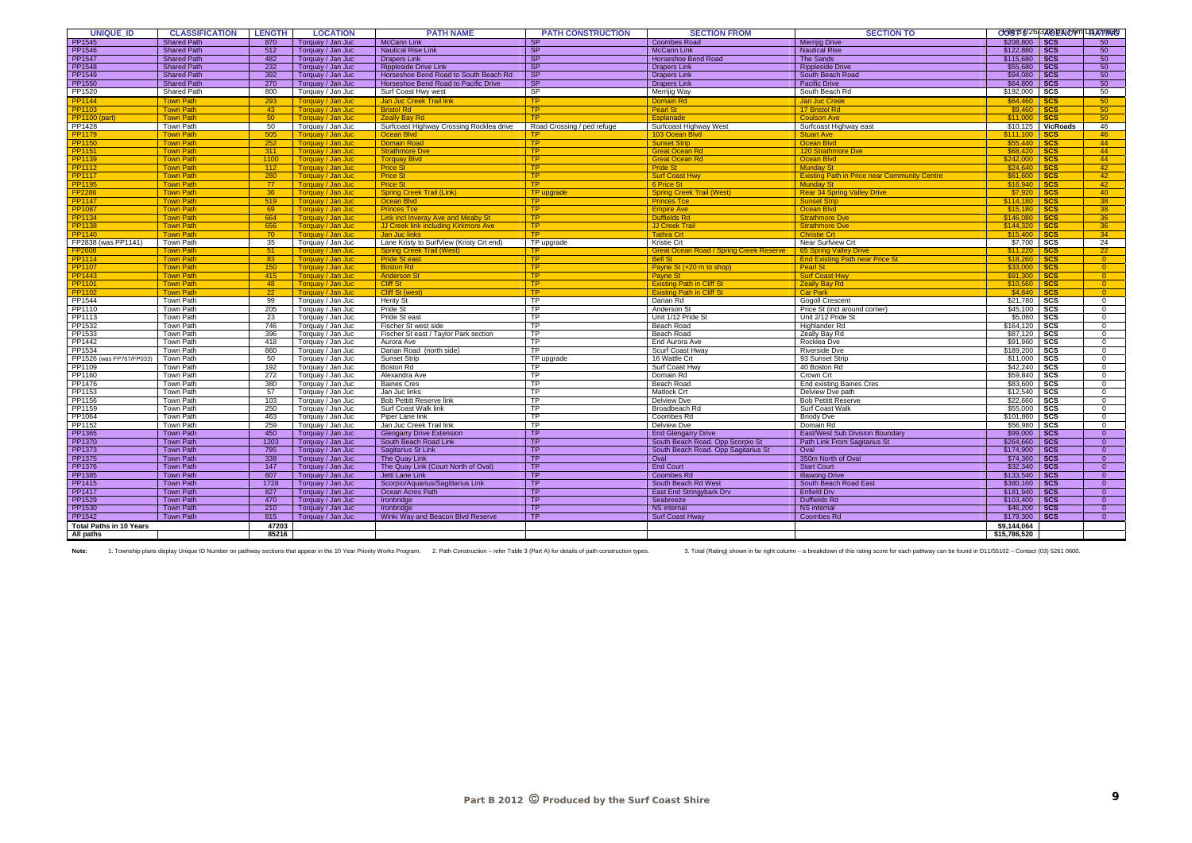| UNIQUE_ID | CLASSIFICATION | LENGTH | LOCATION | PATH NAME | PATH CONSTRUCTION | SECTION FROM | SECTION TO | COST | FUNDING | RATING |
|---|---|---|---|---|---|---|---|---|---|---|
| PP1545 | Shared Path | 870 | Torquay / Jan Juc | McCann Link | SP | Coombes Road | Merrijig Drive | $208,800 | SCS | 50 |
| PP1546 | Shared Path | 512 | Torquay / Jan Juc | Nautical Rise Link | SP | McCann Link | Nautical Rise | $122,880 | SCS | 50 |
| PP1547 | Shared Path | 482 | Torquay / Jan Juc | Drapers Link | SP | Horseshoe Bend Road | The Sands | $115,680 | SCS | 50 |
| PP1548 | Shared Path | 232 | Torquay / Jan Juc | Rippleside Drive Link | SP | Drapers Link | Rippleside Drive | $55,680 | SCS | 50 |
| PP1549 | Shared Path | 392 | Torquay / Jan Juc | Horseshoe Bend Road to South Beach Rd | SP | Drapers Link | South Beach Road | $94,080 | SCS | 50 |
| PP1550 | Shared Path | 270 | Torquay / Jan Juc | Horseshoe Bend Road to Pacific Drive | SP | Drapers Link | Pacific Drive | $64,800 | SCS | 50 |
| PP1520 | Shared Path | 800 | Torquay / Jan Juc | Surf Coast Hwy west | SP | Merrijig Way | South Beach Rd | $192,000 | SCS | 50 |
| PP1144 | Town Path | 293 | Torquay / Jan Juc | Jan Juc Creek Trail link | TP | Domain Rd | Jan Juc Creek | $64,460 | SCS | 50 |
| PP1103 | Town Path | 43 | Torquay / Jan Juc | Bristol Rd | TP | Pearl St | 17 Bristol Rd | $9,460 | SCS | 50 |
| PP1100 (part) | Town Path | 50 | Torquay / Jan Juc | Zeally Bay Rd | TP | Esplanade | Coulson Ave | $11,000 | SCS | 50 |
| PP1428 | Town Path | 50 | Torquay / Jan Juc | Surfcoast Highway Crossing Rocklea drive | Road Crossing / ped refuge | Surfcoast Highway West | Surfcoast Highway east | $10,125 | VicRoads | 46 |
| PP1179 | Town Path | 505 | Torquay / Jan Juc | Ocean Blvd | TP | 103 Ocean Blvd | Stuart Ave | $111,100 | SCS | 46 |
| PP1150 | Town Path | 252 | Torquay / Jan Juc | Domain Road | TP | Sunset Strip | Ocean Blvd | $55,440 | SCS | 44 |
| PP1151 | Town Path | 311 | Torquay / Jan Juc | Strathmore Dve | TP | Great Ocean Rd | 120 Strathmore Dve | $68,420 | SCS | 44 |
| PP1139 | Town Path | 1100 | Torquay / Jan Juc | Torquay Blvd | TP | Great Ocean Rd | Ocean Blvd | $242,000 | SCS | 44 |
| PP1112 | Town Path | 112 | Torquay / Jan Juc | Price St | TP | Pride St | Munday St | $24,640 | SCS | 42 |
| PP1117 | Town Path | 280 | Torquay / Jan Juc | Price St | TP | Surf Coast Hwy | Existing Path in Price near Community Centre | $61,600 | SCS | 42 |
| PP1195 | Town Path | 77 | Torquay / Jan Juc | Price St | TP | 6 Price St | Munday St | $16,940 | SCS | 42 |
| FP2286 | Town Path | 36 | Torquay / Jan Juc | Spring Creek Trail (Link) | TP upgrade | Spring Creek Trail (West) | Rear 34 Spring Valley Drive | $7,920 | SCS | 40 |
| PP1147 | Town Path | 519 | Torquay / Jan Juc | Ocean Blvd | TP | Princes Tce | Sunset Strip | $114,180 | SCS | 38 |
| PP1087 | Town Path | 69 | Torquay / Jan Juc | Princes Tce | TP | Empire Ave | Ocean Blvd | $15,180 | SCS | 38 |
| PP1134 | Town Path | 664 | Torquay / Jan Juc | Link incl Inveray Ave and Meaby St | TP | Duffields Rd | Strathmore Dve | $146,080 | SCS | 36 |
| PP1138 | Town Path | 656 | Torquay / Jan Juc | JJ Creek link including Kirkmore Ave | TP | JJ Creek Trail | Strathmore Dve | $144,320 | SCS | 36 |
| PP1140 | Town Path | 70 | Torquay / Jan Juc | Jan Juc links | TP | Tathra Crt | Christie Crt | $15,400 | SCS | 34 |
| FP2838 (was PP1141) | Town Path | 35 | Torquay / Jan Juc | Lane Kristy to SurfView (Kristy Crt end) | TP upgrade | Kristie Crt | Near Surfview Crt | $7,700 | SCS | 24 |
| FP2608 | Town Path | 51 | Torquay / Jan Juc | Spring Creek Trail (West) | TP | Great Ocean Road / Spring Creek Reserve | 65 Spring Valley Drive | $11,220 | SCS | 22 |
| PP1114 | Town Path | 83 | Torquay / Jan Juc | Pride St east | TP | Bell St | End Existing Path near Price St | $18,260 | SCS | 0 |
| PP1107 | Town Path | 150 | Torquay / Jan Juc | Boston Rd | TP | Payne St (+20 m to shop) | Pearl St | $33,000 | SCS | 0 |
| PP1443 | Town Path | 415 | Torquay / Jan Juc | Anderson St | TP | Payne St | Surf Coast Hwy | $91,300 | SCS | 0 |
| PP1101 | Town Path | 48 | Torquay / Jan Juc | Cliff St | TP | Existing Path in Cliff St | Zeally Bay Rd | $10,560 | SCS | 0 |
| PP1102 | Town Path | 22 | Torquay / Jan Juc | Cliff St (west) | TP | Existing Path in Cliff St | Car Park | $4,840 | SCS | 0 |
| PP1544 | Town Path | 99 | Torquay / Jan Juc | Henty St | TP | Darian Rd | Gogoll Crescent | $21,780 | SCS | 0 |
| PP1110 | Town Path | 205 | Torquay / Jan Juc | Pride St | TP | Anderson St | Price St (incl around corner) | $45,100 | SCS | 0 |
| PP1113 | Town Path | 23 | Torquay / Jan Juc | Pride St east | TP | Unit 1/12 Pride St | Unit 2/12 Pride St | $5,060 | SCS | 0 |
| PP1532 | Town Path | 746 | Torquay / Jan Juc | Fischer St west side | TP | Beach Road | Highlander Rd | $164,120 | SCS | 0 |
| PP1533 | Town Path | 396 | Torquay / Jan Juc | Fischer St east / Taylor Park section | TP | Beach Road | Zeally Bay Rd | $87,120 | SCS | 0 |
| PP1442 | Town Path | 418 | Torquay / Jan Juc | Aurora Ave | TP | End Aurora Ave | Rocklea Dve | $91,960 | SCS | 0 |
| PP1534 | Town Path | 860 | Torquay / Jan Juc | Darian Road (north side) | TP | Scurf Coast Hway | Riverside Dve | $189,200 | SCS | 0 |
| PP1526 (was FP767/FP033) | Town Path | 50 | Torquay / Jan Juc | Sunset Strip | TP upgrade | 16 Wattle Crt | 93 Sunset Strip | $11,000 | SCS | 0 |
| PP1109 | Town Path | 192 | Torquay / Jan Juc | Boston Rd | TP | Surf Coast Hwy | 40 Boston Rd | $42,240 | SCS | 0 |
| PP1160 | Town Path | 272 | Torquay / Jan Juc | Alexandra Ave | TP | Domain Rd | Crown Crt | $59,840 | SCS | 0 |
| PP1476 | Town Path | 380 | Torquay / Jan Juc | Baines Cres | TP | Beach Road | End existing Baines Cres | $83,600 | SCS | 0 |
| PP1153 | Town Path | 57 | Torquay / Jan Juc | Jan Juc links | TP | Matlock Crt | Delview Dve path | $12,540 | SCS | 0 |
| PP1156 | Town Path | 103 | Torquay / Jan Juc | Bob Pettitt Reserve link | TP | Delview Dve | Bob Pettitt Reserve | $22,660 | SCS | 0 |
| PP1159 | Town Path | 250 | Torquay / Jan Juc | Surf Coast Walk link | TP | Broadbeach Rd | Surf Coast Walk | $55,000 | SCS | 0 |
| PP1064 | Town Path | 463 | Torquay / Jan Juc | Piper Lane link | TP | Coombes Rd | Briody Dve | $101,860 | SCS | 0 |
| PP1152 | Town Path | 259 | Torquay / Jan Juc | Jan Juc Creek Trail link | TP | Delview Dve | Domain Rd | $56,980 | SCS | 0 |
| PP1365 | Town Path | 450 | Torquay / Jan Juc | Glengarry Drive Extension | TP | End Glengarry Drive | East/West Sub Division Boundary | $99,000 | SCS | 0 |
| PP1370 | Town Path | 1203 | Torquay / Jan Juc | South Beach Road Link | TP | South Beach Road. Opp Scorpio St | Path Link From Sagitarius St | $264,660 | SCS | 0 |
| PP1373 | Town Path | 795 | Torquay / Jan Juc | Sagitarius St Link | TP | South Beach Road. Opp Sagitarius St | Oval | $174,900 | SCS | 0 |
| PP1375 | Town Path | 338 | Torquay / Jan Juc | The Quay Link | TP | Oval | 350m North of Oval | $74,360 | SCS | 0 |
| PP1376 | Town Path | 147 | Torquay / Jan Juc | The Quay Link (Court North of Oval) | TP | End Court | Start Court | $32,340 | SCS | 0 |
| PP1385 | Town Path | 607 | Torquay / Jan Juc | Jetti Lane Link | TP | Coombes Rd | Illawong Drive | $133,540 | SCS | 0 |
| PP1415 | Town Path | 1728 | Torquay / Jan Juc | Scorpio/Aquarius/Sagittarius Link | TP | South Beach Rd West | South Beach Road East | $380,160 | SCS | 0 |
| PP1417 | Town Path | 827 | Torquay / Jan Juc | Ocean Acres Path | TP | East End Stringybark Drv | Enfield Drv | $181,940 | SCS | 0 |
| PP1529 | Town Path | 470 | Torquay / Jan Juc | Ironbridge | TP | Seabreeze | Duffields Rd | $103,400 | SCS | 0 |
| PP1530 | Town Path | 210 | Torquay / Jan Juc | Ironbridge | TP | NS internal | NS internal | $46,200 | SCS | 0 |
| PP1542 | Town Path | 815 | Torquay / Jan Juc | Winki Way and Beacon Blvd Reserve | TP | Surf Coast Hway | Coombes Rd | $179,300 | SCS | 0 |
| Total Paths in 10 Years | | 47203 | | | | | | $9,144,064 | | |
| All paths | | 85216 | | | | | | $15,786,520 | | |

Note: 1. Township plans display Unique ID Number on pathway sections that appear in the 10 Year Priority Works Program. 2. Path Construction – refer Table 3 (Part A) for details of path construction types. 3. Total (Rating) shown in far right column – a breakdown of this rating score for each pathway can be found in D11/55102 – Contact (03) 5261 0600.

Part B 2012 © Produced by the Surf Coast Shire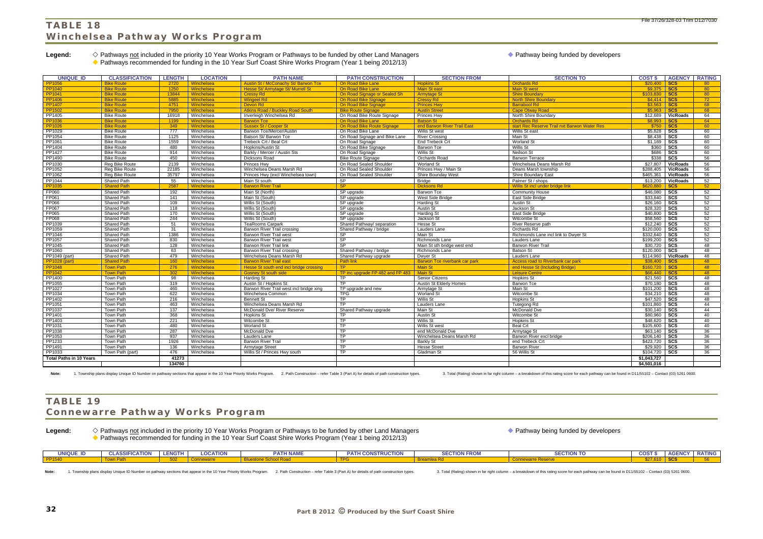## TABLE 18

## Winchelsea Pathway Works Program

**Legend:** ◇ Pathways not included in the priority 10 Year Works Program or Pathways to be funded by other Land Managers ◆ Pathway being funded by developers
◆ Pathways recommended for funding in the 10 Year Surf Coast Shire Works Program (Year 1 being 2012/13)

| UNIQUE_ID | CLASSIFICATION | LENGTH | LOCATION | PATH NAME | PATH CONSTRUCTION | SECTION FROM | SECTION TO | COST $ | AGENCY | RATING |
|---|---|---|---|---|---|---|---|---|---|---|
| PP1056 | Bike Route | 2720 | Winchelsea | Austin St / McConachy St/ Barwon Tce | On Road Bike Lane | Hopkins St | Orchards Rd | $20,400 | SCS | 80 |
| PP1040 | Bike Route | 1250 | Winchelsea | Hesse St/ Armytage St/ Murrell St | On Road Bike Lane | Main St east | Main St west | $9,375 | SCS | 80 |
| PP1041 | Bike Route | 13844 | Winchelsea | Cressy Rd | On Road Signage or Sealed Sh | Armytage St | Shire Boundary | $103,830 | SCS | 80 |
| PP1406 | Bike Route | 5885 | Winchelsea | Wingeel Rd | On Road Bike Signage | Cressy Rd | North Shire Boundary | $4,414 | SCS | 72 |
| PP1407 | Bike Route | 4751 | Winchelsea | Devon Rd | On Road Bike Signage | Princes Hwy | Barrabool Rd | $3,563 | SCS | 68 |
| PP1502 | Bike Route | 7950 | Winchelsea | Atkins Road / Buckley Road South | Bike Route Signage | Austin Street | Cape Otway Road | $5,963 | SCS | 68 |
| PP1405 | Bike Route | 16918 | Winchelsea | Inverleigh Winchelsea Rd | On Road Bike Route Signage | Princes Hwy | North Shire Boundary | $12,689 | VicRoads | 64 |
| PP1036 | Bike Route | 1199 | Winchelsea | Barwon Tce | On Road Bike Lane | Batson St | Orchards Rd | $8,993 | SCS | 64 |
| PP1026 | Bike Route | 349 | Winchelsea | Sussex St / Cooper St | On Road Bike Route Signage | end Barwon River Trail East | start Rec Reserve Trail nxt Barwon Water Res | $750 | SCS | 60 |
| PP1029 | Bike Route | 777 | Winchelsea | Barwon Tce/Mercer/Austin | On Road Bike Lane | Willis St west | Willis St east | $5,828 | SCS | 60 |
| PP1054 | Bike Route | 1125 | Winchelsea | Batson St/ Barwon Tce | On Road Signage and Bike Lane | River Crossing | Main St | $8,438 | SCS | 60 |
| PP1061 | Bike Route | 1559 | Winchelsea | Trebeck Crt / Beal Crt | On Road Signage | End Trebeck Crt | Worland St | $1,169 | SCS | 60 |
| PP1404 | Bike Route | 480 | Winchelsea | Hopkins/Austin St | On Road Bike Signage | Barwon Tce | Willis St | $360 | SCS | 60 |
| PP1427 | Bike Route | 914 | Winchelsea | Barkly / Mercer / Austin Sts | On Road Signage | Willis St | Neilson St | $686 | SCS | 60 |
| PP1490 | Bike Route | 450 | Winchelsea | Dicksons Road | Bike Route Signage | Orchards Road | Barwon Terrace | $338 | SCS | 56 |
| PP1030 | Reg Bike Route | 2139 | Winchelsea | Princes Hwy | On Road Sealed Shoulder | Worland St | Winchelsea Deans Marsh Rd | $27,807 | VicRoads | 56 |
| PP1052 | Reg Bike Route | 22185 | Winchelsea | Winchelsea Deans Marsh Rd | On Road Sealed Shoulder | Princes Hwy / Main St | Deans Marsh township | $288,405 | VicRoads | 56 |
| PP1062 | Reg Bike Route | 35797 | Winchelsea | Princes Hwy (excl Winchelsea town) | On Road Sealed Shoulder | Shire Bounday West | Shire Boundary East | $465,361 | VicRoads | 56 |
| PP1044 | Shared Path | 55 | Winchelsea | Main St south | SP | Bridge | Palmer St / shops | $13,200 | VicRoads | 52 |
| PP1035 | Shared Path | 2587 | Winchelsea | Barwon River Trail | SP | Dicksons Rd | Willis St incl under bridge link | $620,880 | SCS | 52 |
| FP060 | Shared Path | 192 | Winchelsea | Main St (North) | SP upgrade | Barwon Tce | Community House | $46,080 | SCS | 52 |
| FP061 | Shared Path | 141 | Winchelsea | Main St (South) | SP upgrade | West Side Bridge | East Side Bridge | $33,840 | SCS | 52 |
| FP066 | Shared Path | 109 | Winchelsea | Willis St (South) | SP upgrade | Harding St | Austin St | $26,160 | SCS | 52 |
| FP067 | Shared Path | 118 | Winchelsea | Willis St (South) | SP upgrade | Austin St | Jackson St | $28,320 | SCS | 52 |
| FP065 | Shared Path | 170 | Winchelsea | Willis St (South) | SP upgrade | Harding St | East Side Bridge | $40,800 | SCS | 52 |
| FP068 | Shared Path | 244 | Winchelsea | Willis St (South) | SP upgrade | Jackson St | Witcombe St | $58,560 | SCS | 52 |
| PP1039 | Shared Path | 51 | Winchelsea | TeaRooms Carpark | Shared Pathway/ separation | Hesse St | River Reserve path | $12,240 | SCS | 52 |
| PP1059 | Shared Path | 31 | Winchelsea | Barwon River Trail crossing | Shared Pathway / bridge | Lauders Lane | Orchards Rd | $120,000 | SCS | 52 |
| PP1046 | Shared Path | 1386 | Winchelsea | Barwon River Trail west | SP | Main St | Richmonds Lane incl link to Dwyer St | $332,640 | SCS | 52 |
| PP1057 | Shared Path | 830 | Winchelsea | Barwon River Trail west | SP | Richmonds Lane | Lauders Lane | $199,200 | SCS | 52 |
| PP1045 | Shared Path | 128 | Winchelsea | Barwon River Trail link | SP | Main St sth bridge west end | Barwon River Trail | $30,720 | SCS | 48 |
| PP1060 | Shared Path | 63 | Winchelsea | Barwon River Trail crossing | Shared Pathway / bridge | Richmonds Lane | Batson St | $120,000 | SCS | 48 |
| PP1049 (part) | Shared Path | 479 | Winchelsea | Winchelsea Deans Marsh Rd | Shared Pathway upgrade | Dwyer St | Lauders Lane | $114,960 | VicRoads | 48 |
| PP1028 (part) | Shared Path | 160 | Winchelsea | Barwon River Trail east | Path link | Barwon Tce riverbank car park | Access road to Riverbank car park | $38,400 | SCS | 48 |
| PP1048 | Town Path | 276 | Winchelsea | Hesse St south end incl bridge crossing | TP | Main St | end Hesse St (Including Bridge) | $160,720 | SCS | 48 |
| PP1042 | Town Path | 302 | Winchelsea | Gosney St south side | TP inc upgrade FP 482 and FP 483 | Main St | Leisure Centre | $66,440 | SCS | 48 |
| PP1400 | Town Path | 98 | Winchelsea | Harding St | TP | Senior Citizens | Hopkins St | $21,560 | SCS | 48 |
| PP1055 | Town Path | 319 | Winchelsea | Austin St / Hopkins St | TP | Austin St Elderly Homes | Barwon Tce | $70,180 | SCS | 48 |
| PP1027 | Town Path | 460 | Winchelsea | Barwon River Trail west incl bridge xing | TP upgrade and new | Armytage St | Main St | $101,200 | SCS | 48 |
| PP1034 | Town Path | 622 | Winchelsea | Winchelsea Common | TPG | Worland St | Witcombe St | $34,210 | SCS | 48 |
| PP1402 | Town Path | 216 | Winchelsea | Bennett St | TP | Willis St | Hopkins St | $47,520 | SCS | 48 |
| PP1051 | Town Path | 463 | Winchelsea | Winchelsea Deans Marsh Rd | TP | Lauders Lane | Tutegong Rd | $101,860 | SCS | 44 |
| PP1037 | Town Path | 137 | Winchelsea | McDonald Dve/ River Reserve | Shared Pathway upgrade | Main St | McDonald Dve | $30,140 | SCS | 44 |
| PP1401 | Town Path | 368 | Winchelsea | Hopkins St | TP | Austin St | Witcombe St | $80,960 | SCS | 40 |
| PP1403 | Town Path | 221 | Winchelsea | Witcombe St | TP | Willis St | Hopkins St | $48,620 | SCS | 40 |
| PP1031 | Town Path | 480 | Winchelsea | Worland St | TP | Willis St west | Beal Crt | $105,600 | SCS | 40 |
| PP1038 | Town Path | 287 | Winchelsea | McDonald Dve | TP | end McDonald Dve | Armytage St | $63,140 | SCS | 36 |
| PP1053 | Town Path | 937 | Winchelsea | Lauders Lane | TP | Winchelsea Deans Marsh Rd | Barwon River excl bridge | $206,140 | SCS | 36 |
| PP1233 | Town Path | 1926 | Winchelsea | Barwon River Trail | TP | Barkly St | end Trebeck Crt | $423,720 | SCS | 36 |
| PP1491 | Town Path | 136 | Winchelsea | Armytage Street | TP | Hesse Street | Barwon River | $29,920 | SCS | 36 |
| PP1033 | Town Path (part) | 476 | Winchelsea | Willis St / Princes Hwy south | TP | Gladman St | 56 Willis St | $104,720 | SCS | 36 |
| **Total Paths in 10 Years** | | 41273 | | | | | | $1,043,727 | | |
| | | 134760 | | | | | | $4,501,016 | | |

**Note:** 1. Township plans display Unique ID Number on pathway sections that appear in the 10 Year Priority Works Program. 2. Path Construction – refer Table 3 (Part A) for details of path construction types. 3. Total (Rating) shown in far right column – a breakdown of this rating score for each pathway can be found in D11/55102 – Contact (03) 5261 0600.

## TABLE 19

## Connewarre Pathway Works Program

**Legend:** ◇ Pathways not included in the priority 10 Year Works Program or Pathways to be funded by other Land Managers ◆ Pathway being funded by developers
◆ Pathways recommended for funding in the 10 Year Surf Coast Shire Works Program (Year 1 being 2012/13)

| UNIQUE_ID | CLASSIFICATION | LENGTH | LOCATION | PATH NAME | PATH CONSTRUCTION | SECTION FROM | SECTION TO | COST $ | AGENCY | RATING |
|---|---|---|---|---|---|---|---|---|---|---|
| PP1540 | Town Path | 502 | Connewarre | Bluestone School Road | TPG | Breamlea Rd | Connewarre Reserve | $27,610 | SCS | 56 |

**Note:** 1. Township plans display Unique ID Number on pathway sections that appear in the 10 Year Priority Works Program. 2. Path Construction – refer Table 3 (Part A) for details of path construction types. 3. Total (Rating) shown in far right column – a breakdown of this rating score for each pathway can be found in D11/55102 – Contact (03) 5261 0600.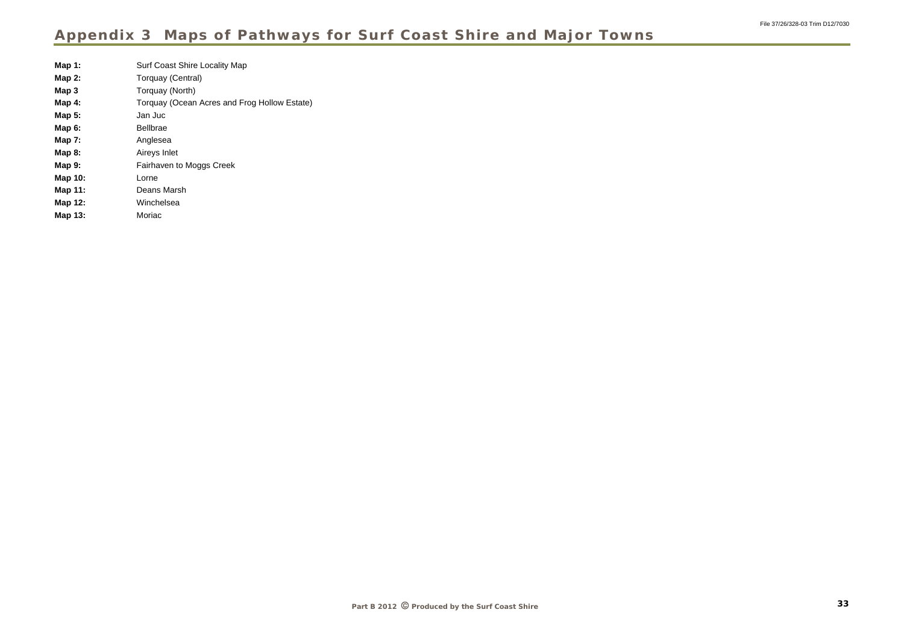# Appendix 3 Maps of Pathways for Surf Coast Shire and Major Towns

| | |
|---|---|
| **Map 1:** | Surf Coast Shire Locality Map |
| **Map 2:** | Torquay (Central) |
| **Map 3** | Torquay (North) |
| **Map 4:** | Torquay (Ocean Acres and Frog Hollow Estate) |
| **Map 5:** | Jan Juc |
| **Map 6:** | Bellbrae |
| **Map 7:** | Anglesea |
| **Map 8:** | Aireys Inlet |
| **Map 9:** | Fairhaven to Moggs Creek |
| **Map 10:** | Lorne |
| **Map 11:** | Deans Marsh |
| **Map 12:** | Winchelsea |
| **Map 13:** | Moriac |